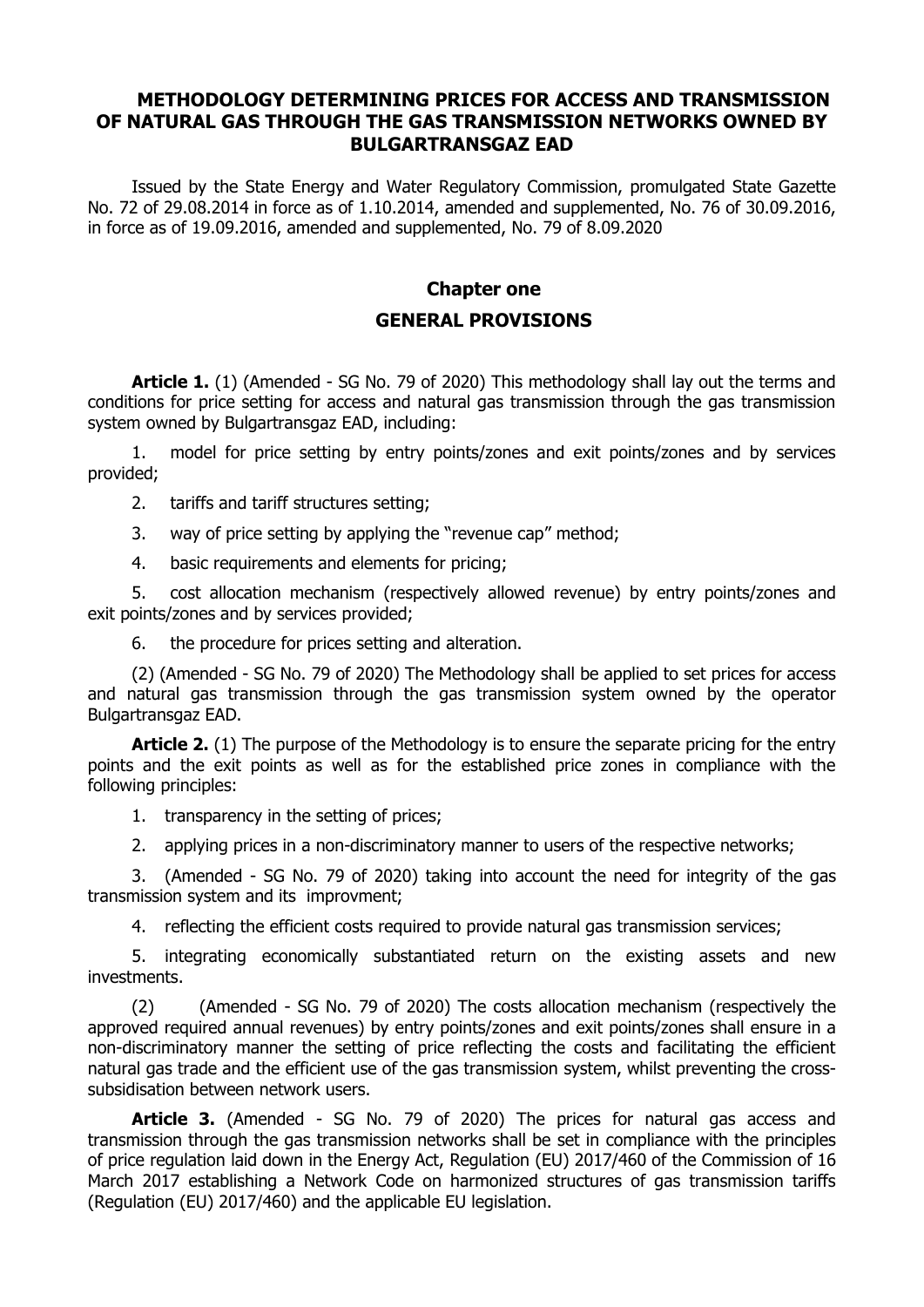# METHODOLOGY DETERMINING PRICES FOR ACCESS AND TRANSMISSION OF NATURAL GAS THROUGH THE GAS TRANSMISSION NETWORKS OWNED BY BULGARTRANSGAZ EAD

Issued by the State Energy and Water Regulatory Commission, promulgated State Gazette No. 72 of 29.08.2014 in force as of 1.10.2014, amended and supplemented, No. 76 of 30.09.2016, in force as of 19.09.2016, amended and supplemented, No. 79 of 8.09.2020

## Chapter one

## GENERAL PROVISIONS

**Article 1.** (1) (Amended - SG No. 79 of 2020) This methodology shall lay out the terms and conditions for price setting for access and natural gas transmission through the gas transmission system owned by Bulgartransgaz EAD, including:

1. model for price setting by entry points/zones and exit points/zones and by services provided;
2. tariffs and tariff structures setting;
3. way of price setting by applying the "revenue cap" method;
4. basic requirements and elements for pricing;
5. cost allocation mechanism (respectively allowed revenue) by entry points/zones and exit points/zones and by services provided;
6. the procedure for prices setting and alteration.

(2) (Amended - SG No. 79 of 2020) The Methodology shall be applied to set prices for access and natural gas transmission through the gas transmission system owned by the operator Bulgartransgaz EAD.

**Article 2.** (1) The purpose of the Methodology is to ensure the separate pricing for the entry points and the exit points as well as for the established price zones in compliance with the following principles:

1. transparency in the setting of prices;
2. applying prices in a non-discriminatory manner to users of the respective networks;
3. (Amended - SG No. 79 of 2020) taking into account the need for integrity of the gas transmission system and its improvment;
4. reflecting the efficient costs required to provide natural gas transmission services;
5. integrating economically substantiated return on the existing assets and new investments.

(2) (Amended - SG No. 79 of 2020) The costs allocation mechanism (respectively the approved required annual revenues) by entry points/zones and exit points/zones shall ensure in a non-discriminatory manner the setting of price reflecting the costs and facilitating the efficient natural gas trade and the efficient use of the gas transmission system, whilst preventing the cross-subsidisation between network users.

**Article 3.** (Amended - SG No. 79 of 2020) The prices for natural gas access and transmission through the gas transmission networks shall be set in compliance with the principles of price regulation laid down in the Energy Act, Regulation (EU) 2017/460 of the Commission of 16 March 2017 establishing a Network Code on harmonized structures of gas transmission tariffs (Regulation (EU) 2017/460) and the applicable EU legislation.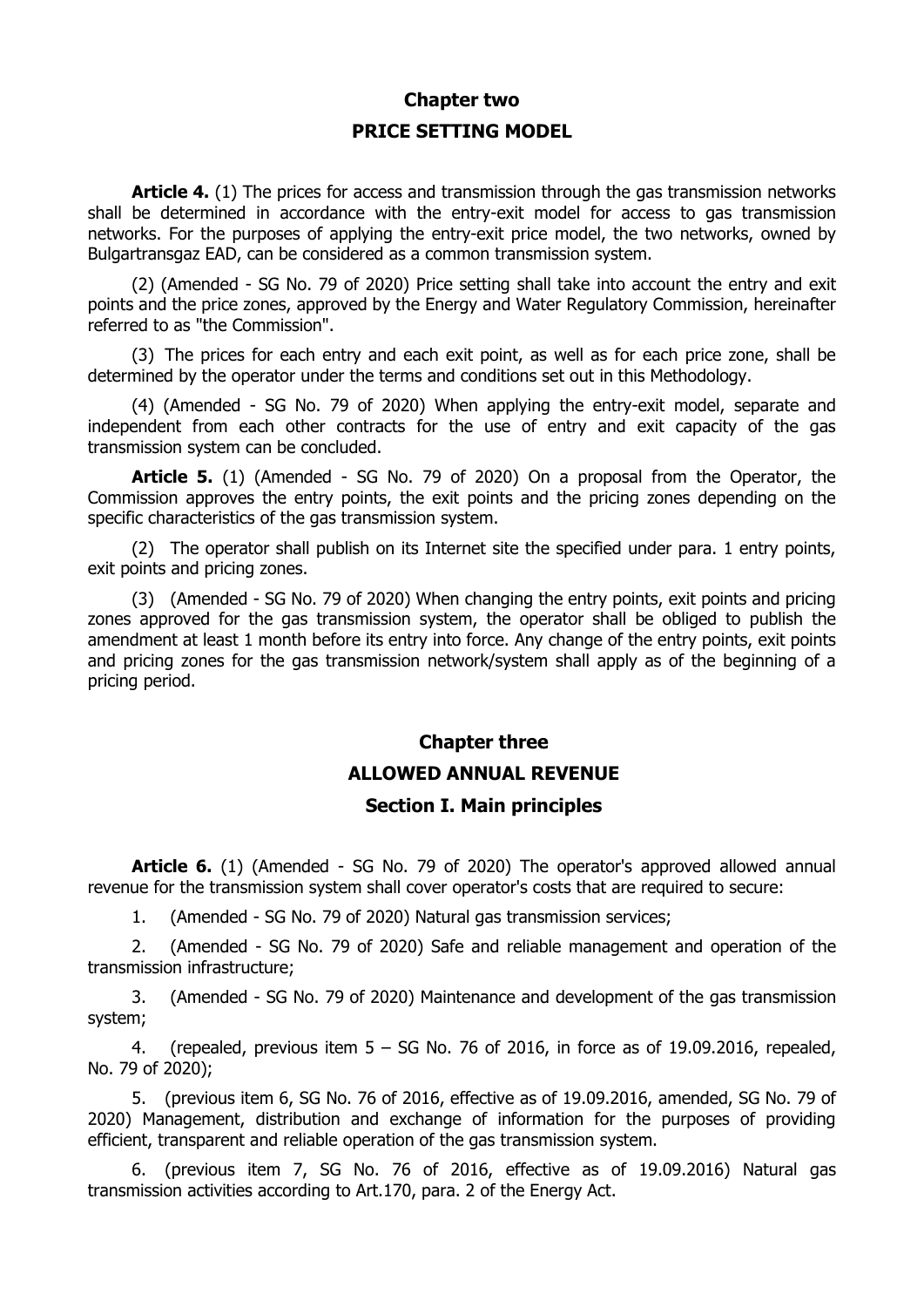## Chapter two

## PRICE SETTING MODEL

**Article 4.** (1) The prices for access and transmission through the gas transmission networks shall be determined in accordance with the entry-exit model for access to gas transmission networks. For the purposes of applying the entry-exit price model, the two networks, owned by Bulgartransgaz EAD, can be considered as a common transmission system.

(2) (Amended - SG No. 79 of 2020) Price setting shall take into account the entry and exit points and the price zones, approved by the Energy and Water Regulatory Commission, hereinafter referred to as "the Commission".

(3) The prices for each entry and each exit point, as well as for each price zone, shall be determined by the operator under the terms and conditions set out in this Methodology.

(4) (Amended - SG No. 79 of 2020) When applying the entry-exit model, separate and independent from each other contracts for the use of entry and exit capacity of the gas transmission system can be concluded.

**Article 5.** (1) (Amended - SG No. 79 of 2020) On a proposal from the Operator, the Commission approves the entry points, the exit points and the pricing zones depending on the specific characteristics of the gas transmission system.

(2) The operator shall publish on its Internet site the specified under para. 1 entry points, exit points and pricing zones.

(3) (Amended - SG No. 79 of 2020) When changing the entry points, exit points and pricing zones approved for the gas transmission system, the operator shall be obliged to publish the amendment at least 1 month before its entry into force. Any change of the entry points, exit points and pricing zones for the gas transmission network/system shall apply as of the beginning of a pricing period.

## Chapter three

## ALLOWED ANNUAL REVENUE

### Section I. Main principles

**Article 6.** (1) (Amended - SG No. 79 of 2020) The operator's approved allowed annual revenue for the transmission system shall cover operator's costs that are required to secure:

1. (Amended - SG No. 79 of 2020) Natural gas transmission services;

2. (Amended - SG No. 79 of 2020) Safe and reliable management and operation of the transmission infrastructure;

3. (Amended - SG No. 79 of 2020) Maintenance and development of the gas transmission system;

4. (repealed, previous item 5 – SG No. 76 of 2016, in force as of 19.09.2016, repealed, No. 79 of 2020);

5. (previous item 6, SG No. 76 of 2016, effective as of 19.09.2016, amended, SG No. 79 of 2020) Management, distribution and exchange of information for the purposes of providing efficient, transparent and reliable operation of the gas transmission system.

6. (previous item 7, SG No. 76 of 2016, effective as of 19.09.2016) Natural gas transmission activities according to Art.170, para. 2 of the Energy Act.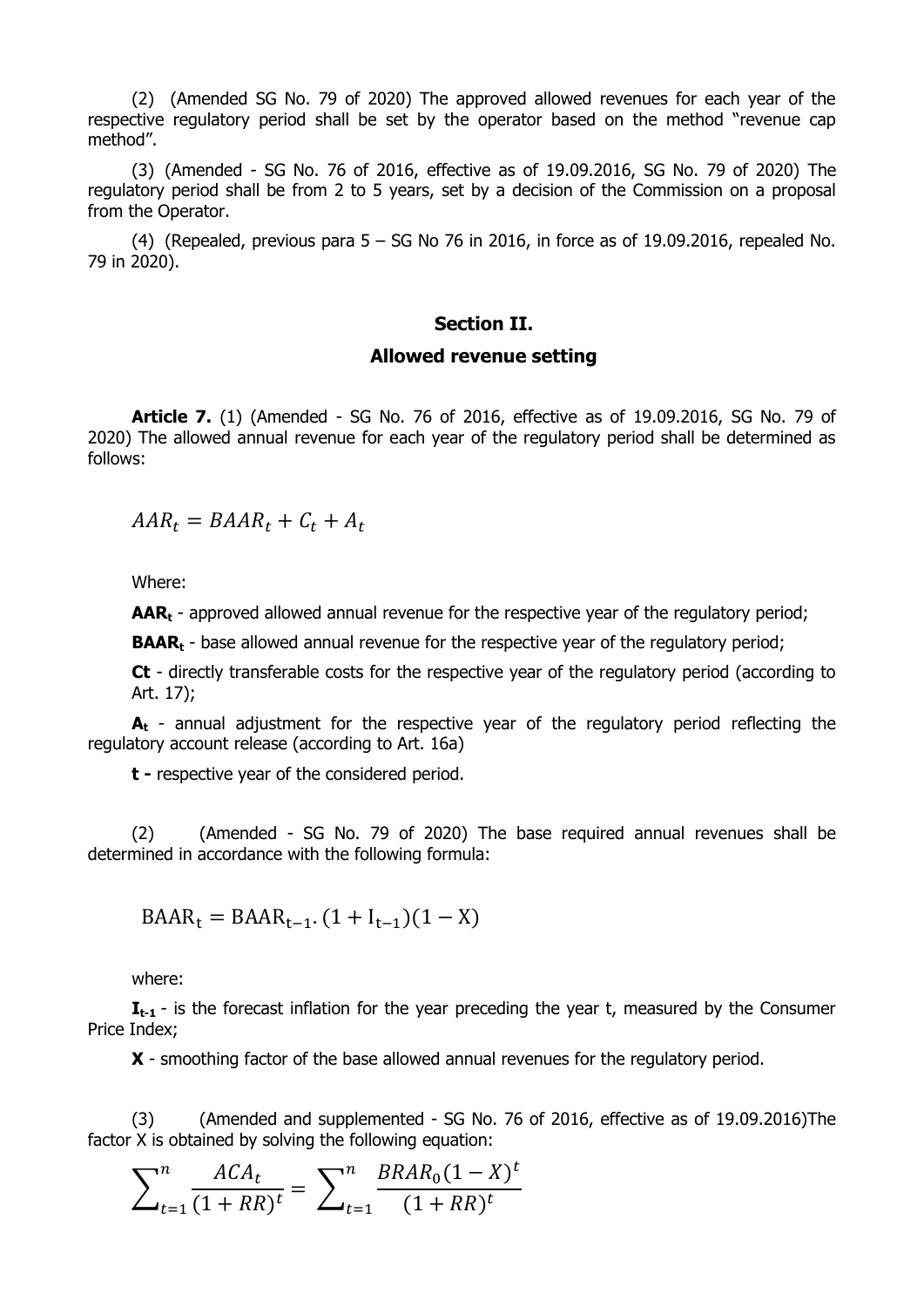(2) (Amended SG No. 79 of 2020) The approved allowed revenues for each year of the respective regulatory period shall be set by the operator based on the method "revenue cap method".

(3) (Amended - SG No. 76 of 2016, effective as of 19.09.2016, SG No. 79 of 2020) The regulatory period shall be from 2 to 5 years, set by a decision of the Commission on a proposal from the Operator.

(4) (Repealed, previous para 5 – SG No 76 in 2016, in force as of 19.09.2016, repealed No. 79 in 2020).

## Section II.

## Allowed revenue setting

**Article 7.** (1) (Amended - SG No. 76 of 2016, effective as of 19.09.2016, SG No. 79 of 2020) The allowed annual revenue for each year of the regulatory period shall be determined as follows:

$$AAR_t = BAAR_t + C_t + A_t$$

Where:

**$AAR_t$** - approved allowed annual revenue for the respective year of the regulatory period;

**$BAAR_t$** - base allowed annual revenue for the respective year of the regulatory period;

**Ct** - directly transferable costs for the respective year of the regulatory period (according to Art. 17);

**$A_t$** - annual adjustment for the respective year of the regulatory period reflecting the regulatory account release (according to Art. 16a)

**t -** respective year of the considered period.

(2) (Amended - SG No. 79 of 2020) The base required annual revenues shall be determined in accordance with the following formula:

$$\mathrm{BAAR_t = BAAR_{t-1}.(1 + I_{t-1})(1 - X)}$$

where:

**$I_{t-1}$** - is the forecast inflation for the year preceding the year t, measured by the Consumer Price Index;

**X** - smoothing factor of the base allowed annual revenues for the regulatory period.

(3) (Amended and supplemented - SG No. 76 of 2016, effective as of 19.09.2016)The factor X is obtained by solving the following equation:

$$\sum\nolimits_{t=1}^{n} \frac{ACA_t}{(1+RR)^t} = \sum\nolimits_{t=1}^{n} \frac{BRAR_0(1-X)^t}{(1+RR)^t}$$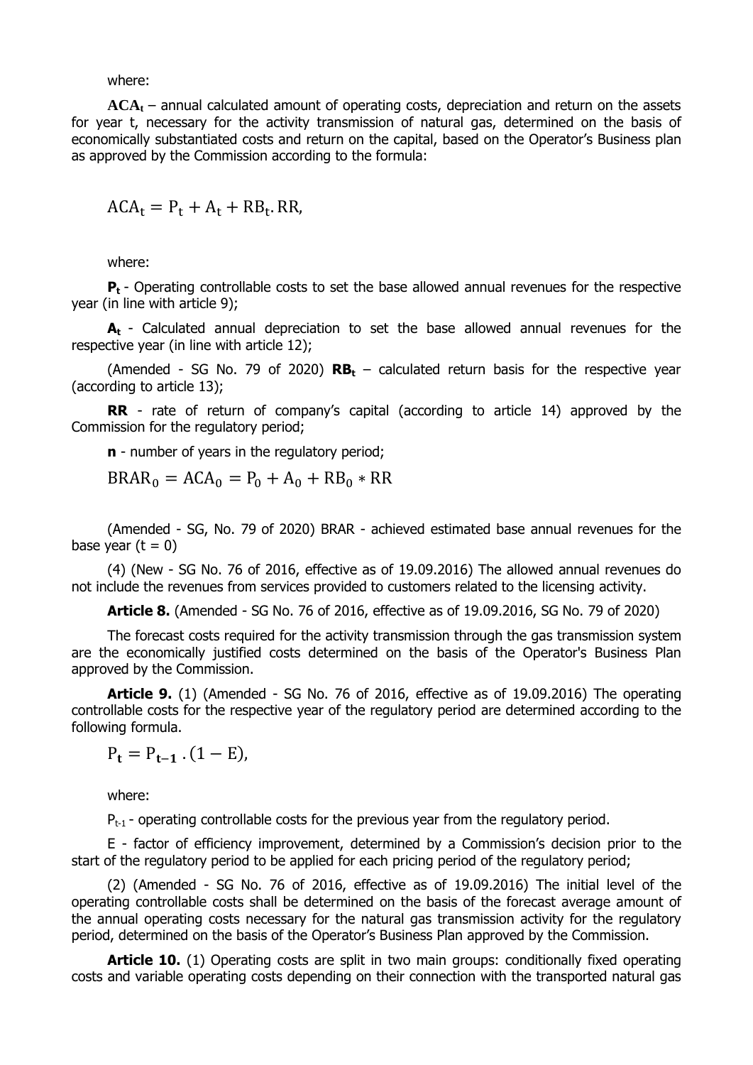where:

$\mathbf{ACA_t}$ – annual calculated amount of operating costs, depreciation and return on the assets for year t, necessary for the activity transmission of natural gas, determined on the basis of economically substantiated costs and return on the capital, based on the Operator's Business plan as approved by the Commission according to the formula:

$$ACA_t = P_t + A_t + RB_t . RR,$$

where:

$\mathbf{P_t}$ - Operating controllable costs to set the base allowed annual revenues for the respective year (in line with article 9);

$\mathbf{A_t}$ - Calculated annual depreciation to set the base allowed annual revenues for the respective year (in line with article 12);

(Amended - SG No. 79 of 2020) $\mathbf{RB_t}$ – calculated return basis for the respective year (according to article 13);

**RR** - rate of return of company's capital (according to article 14) approved by the Commission for the regulatory period;

**n** - number of years in the regulatory period;

$$BRAR_0 = ACA_0 = P_0 + A_0 + RB_0 * RR$$

(Amended - SG, No. 79 of 2020) BRAR - achieved estimated base annual revenues for the base year ($t = 0$)

(4) (New - SG No. 76 of 2016, effective as of 19.09.2016) The allowed annual revenues do not include the revenues from services provided to customers related to the licensing activity.

**Article 8.** (Amended - SG No. 76 of 2016, effective as of 19.09.2016, SG No. 79 of 2020)

The forecast costs required for the activity transmission through the gas transmission system are the economically justified costs determined on the basis of the Operator's Business Plan approved by the Commission.

**Article 9.** (1) (Amended - SG No. 76 of 2016, effective as of 19.09.2016) The operating controllable costs for the respective year of the regulatory period are determined according to the following formula.

$$P_t = P_{t-1} . (1 - E),$$

where:

$P_{t-1}$ - operating controllable costs for the previous year from the regulatory period.

E - factor of efficiency improvement, determined by a Commission's decision prior to the start of the regulatory period to be applied for each pricing period of the regulatory period;

(2) (Amended - SG No. 76 of 2016, effective as of 19.09.2016) The initial level of the operating controllable costs shall be determined on the basis of the forecast average amount of the annual operating costs necessary for the natural gas transmission activity for the regulatory period, determined on the basis of the Operator's Business Plan approved by the Commission.

**Article 10.** (1) Operating costs are split in two main groups: conditionally fixed operating costs and variable operating costs depending on their connection with the transported natural gas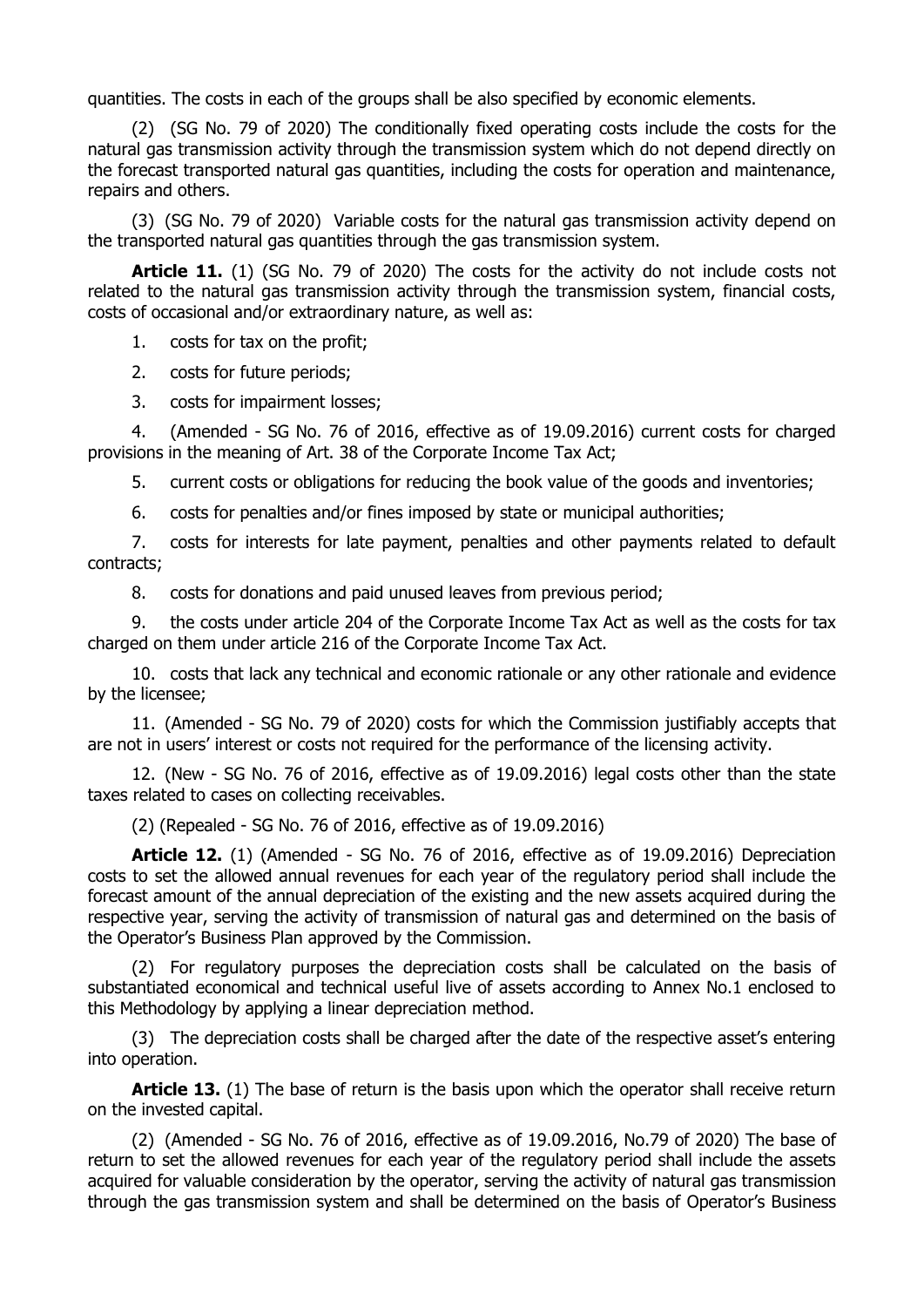quantities. The costs in each of the groups shall be also specified by economic elements.

(2) (SG No. 79 of 2020) The conditionally fixed operating costs include the costs for the natural gas transmission activity through the transmission system which do not depend directly on the forecast transported natural gas quantities, including the costs for operation and maintenance, repairs and others.

(3) (SG No. 79 of 2020) Variable costs for the natural gas transmission activity depend on the transported natural gas quantities through the gas transmission system.

**Article 11.** (1) (SG No. 79 of 2020) The costs for the activity do not include costs not related to the natural gas transmission activity through the transmission system, financial costs, costs of occasional and/or extraordinary nature, as well as:

1. costs for tax on the profit;
2. costs for future periods;
3. costs for impairment losses;
4. (Amended - SG No. 76 of 2016, effective as of 19.09.2016) current costs for charged provisions in the meaning of Art. 38 of the Corporate Income Tax Act;
5. current costs or obligations for reducing the book value of the goods and inventories;
6. costs for penalties and/or fines imposed by state or municipal authorities;
7. costs for interests for late payment, penalties and other payments related to default contracts;
8. costs for donations and paid unused leaves from previous period;
9. the costs under article 204 of the Corporate Income Tax Act as well as the costs for tax charged on them under article 216 of the Corporate Income Tax Act.
10. costs that lack any technical and economic rationale or any other rationale and evidence by the licensee;
11. (Amended - SG No. 79 of 2020) costs for which the Commission justifiably accepts that are not in users' interest or costs not required for the performance of the licensing activity.
12. (New - SG No. 76 of 2016, effective as of 19.09.2016) legal costs other than the state taxes related to cases on collecting receivables.

(2) (Repealed - SG No. 76 of 2016, effective as of 19.09.2016)

**Article 12.** (1) (Amended - SG No. 76 of 2016, effective as of 19.09.2016) Depreciation costs to set the allowed annual revenues for each year of the regulatory period shall include the forecast amount of the annual depreciation of the existing and the new assets acquired during the respective year, serving the activity of transmission of natural gas and determined on the basis of the Operator's Business Plan approved by the Commission.

(2) For regulatory purposes the depreciation costs shall be calculated on the basis of substantiated economical and technical useful live of assets according to Annex No.1 enclosed to this Methodology by applying a linear depreciation method.

(3) The depreciation costs shall be charged after the date of the respective asset's entering into operation.

**Article 13.** (1) The base of return is the basis upon which the operator shall receive return on the invested capital.

(2) (Amended - SG No. 76 of 2016, effective as of 19.09.2016, No.79 of 2020) The base of return to set the allowed revenues for each year of the regulatory period shall include the assets acquired for valuable consideration by the operator, serving the activity of natural gas transmission through the gas transmission system and shall be determined on the basis of Operator's Business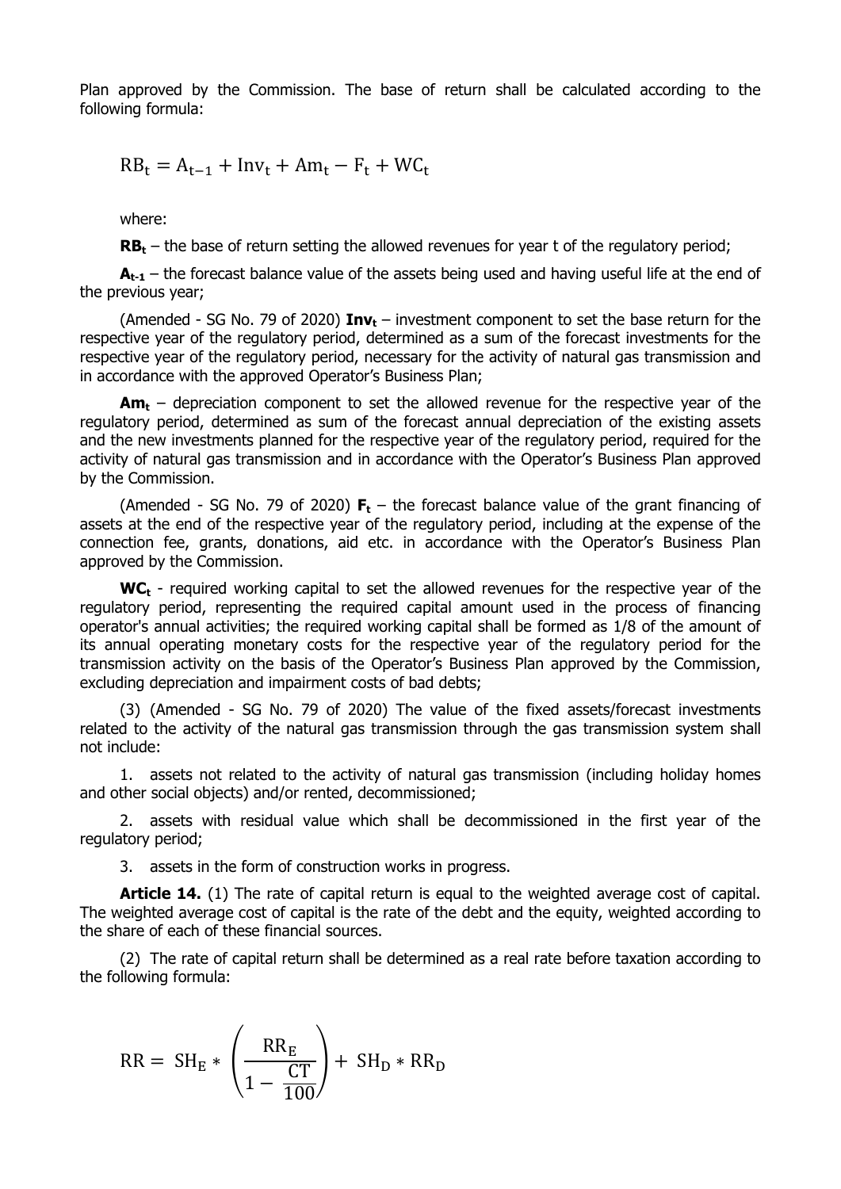Plan approved by the Commission. The base of return shall be calculated according to the following formula:

$$RB_t = A_{t-1} + Inv_t + Am_t - F_t + WC_t$$

where:

**$RB_t$** – the base of return setting the allowed revenues for year t of the regulatory period;

**$A_{t-1}$** – the forecast balance value of the assets being used and having useful life at the end of the previous year;

(Amended - SG No. 79 of 2020) **$Inv_t$** – investment component to set the base return for the respective year of the regulatory period, determined as a sum of the forecast investments for the respective year of the regulatory period, necessary for the activity of natural gas transmission and in accordance with the approved Operator's Business Plan;

**$Am_t$** – depreciation component to set the allowed revenue for the respective year of the regulatory period, determined as sum of the forecast annual depreciation of the existing assets and the new investments planned for the respective year of the regulatory period, required for the activity of natural gas transmission and in accordance with the Operator's Business Plan approved by the Commission.

(Amended - SG No. 79 of 2020) **$F_t$** – the forecast balance value of the grant financing of assets at the end of the respective year of the regulatory period, including at the expense of the connection fee, grants, donations, aid etc. in accordance with the Operator's Business Plan approved by the Commission.

**$WC_t$** - required working capital to set the allowed revenues for the respective year of the regulatory period, representing the required capital amount used in the process of financing operator's annual activities; the required working capital shall be formed as 1/8 of the amount of its annual operating monetary costs for the respective year of the regulatory period for the transmission activity on the basis of the Operator's Business Plan approved by the Commission, excluding depreciation and impairment costs of bad debts;

(3) (Amended - SG No. 79 of 2020) The value of the fixed assets/forecast investments related to the activity of the natural gas transmission through the gas transmission system shall not include:

1. assets not related to the activity of natural gas transmission (including holiday homes and other social objects) and/or rented, decommissioned;

2. assets with residual value which shall be decommissioned in the first year of the regulatory period;

3. assets in the form of construction works in progress.

**Article 14.** (1) The rate of capital return is equal to the weighted average cost of capital. The weighted average cost of capital is the rate of the debt and the equity, weighted according to the share of each of these financial sources.

(2) The rate of capital return shall be determined as a real rate before taxation according to the following formula:

$$RR = SH_E * \left( \frac{RR_E}{1 - \frac{CT}{100}} \right) + SH_D * RR_D$$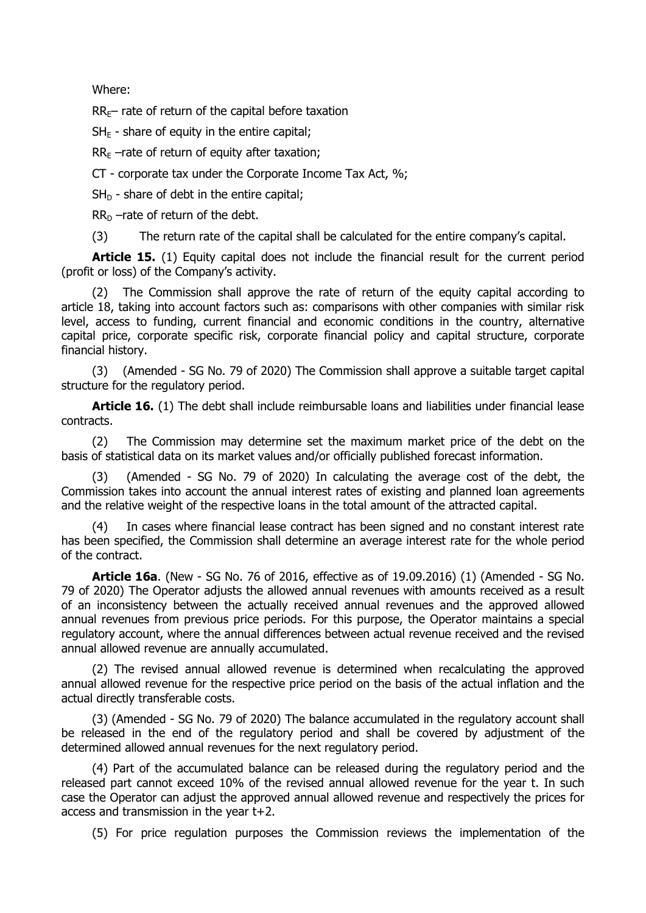Where:

$RR_E$– rate of return of the capital before taxation

$SH_E$ - share of equity in the entire capital;

$RR_E$ –rate of return of equity after taxation;

CT - corporate tax under the Corporate Income Tax Act, %;

$SH_D$ - share of debt in the entire capital;

$RR_D$ –rate of return of the debt.

(3) The return rate of the capital shall be calculated for the entire company's capital.

**Article 15.** (1) Equity capital does not include the financial result for the current period (profit or loss) of the Company's activity.

(2) The Commission shall approve the rate of return of the equity capital according to article 18, taking into account factors such as: comparisons with other companies with similar risk level, access to funding, current financial and economic conditions in the country, alternative capital price, corporate specific risk, corporate financial policy and capital structure, corporate financial history.

(3) (Amended - SG No. 79 of 2020) The Commission shall approve a suitable target capital structure for the regulatory period.

**Article 16.** (1) The debt shall include reimbursable loans and liabilities under financial lease contracts.

(2) The Commission may determine set the maximum market price of the debt on the basis of statistical data on its market values and/or officially published forecast information.

(3) (Amended - SG No. 79 of 2020) In calculating the average cost of the debt, the Commission takes into account the annual interest rates of existing and planned loan agreements and the relative weight of the respective loans in the total amount of the attracted capital.

(4) In cases where financial lease contract has been signed and no constant interest rate has been specified, the Commission shall determine an average interest rate for the whole period of the contract.

**Article 16a**. (New - SG No. 76 of 2016, effective as of 19.09.2016) (1) (Amended - SG No. 79 of 2020) The Operator adjusts the allowed annual revenues with amounts received as a result of an inconsistency between the actually received annual revenues and the approved allowed annual revenues from previous price periods. For this purpose, the Operator maintains a special regulatory account, where the annual differences between actual revenue received and the revised annual allowed revenue are annually accumulated.

(2) The revised annual allowed revenue is determined when recalculating the approved annual allowed revenue for the respective price period on the basis of the actual inflation and the actual directly transferable costs.

(3) (Amended - SG No. 79 of 2020) The balance accumulated in the regulatory account shall be released in the end of the regulatory period and shall be covered by adjustment of the determined allowed annual revenues for the next regulatory period.

(4) Part of the accumulated balance can be released during the regulatory period and the released part cannot exceed 10% of the revised annual allowed revenue for the year t. In such case the Operator can adjust the approved annual allowed revenue and respectively the prices for access and transmission in the year t+2.

(5) For price regulation purposes the Commission reviews the implementation of the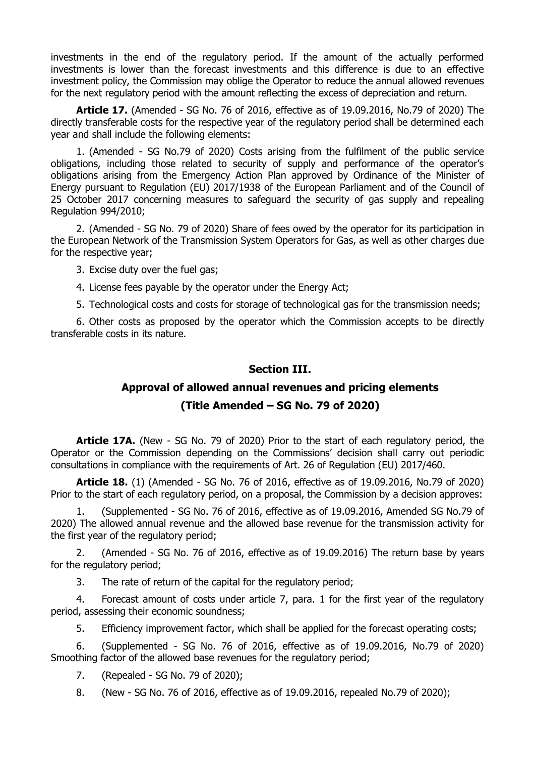investments in the end of the regulatory period. If the amount of the actually performed investments is lower than the forecast investments and this difference is due to an effective investment policy, the Commission may oblige the Operator to reduce the annual allowed revenues for the next regulatory period with the amount reflecting the excess of depreciation and return.

**Article 17.** (Amended - SG No. 76 of 2016, effective as of 19.09.2016, No.79 of 2020) The directly transferable costs for the respective year of the regulatory period shall be determined each year and shall include the following elements:

1. (Amended - SG No.79 of 2020) Costs arising from the fulfilment of the public service obligations, including those related to security of supply and performance of the operator's obligations arising from the Emergency Action Plan approved by Ordinance of the Minister of Energy pursuant to Regulation (EU) 2017/1938 of the European Parliament and of the Council of 25 October 2017 concerning measures to safeguard the security of gas supply and repealing Regulation 994/2010;

2. (Amended - SG No. 79 of 2020) Share of fees owed by the operator for its participation in the European Network of the Transmission System Operators for Gas, as well as other charges due for the respective year;

3. Excise duty over the fuel gas;

4. License fees payable by the operator under the Energy Act;

5. Technological costs and costs for storage of technological gas for the transmission needs;

6. Other costs as proposed by the operator which the Commission accepts to be directly transferable costs in its nature.

## Section III.

## Approval of allowed annual revenues and pricing elements

## (Title Amended – SG No. 79 of 2020)

**Article 17A.** (New - SG No. 79 of 2020) Prior to the start of each regulatory period, the Operator or the Commission depending on the Commissions' decision shall carry out periodic consultations in compliance with the requirements of Art. 26 of Regulation (EU) 2017/460.

**Article 18.** (1) (Amended - SG No. 76 of 2016, effective as of 19.09.2016, No.79 of 2020) Prior to the start of each regulatory period, on a proposal, the Commission by a decision approves:

1. (Supplemented - SG No. 76 of 2016, effective as of 19.09.2016, Amended SG No.79 of 2020) The allowed annual revenue and the allowed base revenue for the transmission activity for the first year of the regulatory period;

2. (Amended - SG No. 76 of 2016, effective as of 19.09.2016) The return base by years for the regulatory period;

3. The rate of return of the capital for the regulatory period;

4. Forecast amount of costs under article 7, para. 1 for the first year of the regulatory period, assessing their economic soundness;

5. Efficiency improvement factor, which shall be applied for the forecast operating costs;

6. (Supplemented - SG No. 76 of 2016, effective as of 19.09.2016, No.79 of 2020) Smoothing factor of the allowed base revenues for the regulatory period;

7. (Repealed - SG No. 79 of 2020);

8. (New - SG No. 76 of 2016, effective as of 19.09.2016, repealed No.79 of 2020);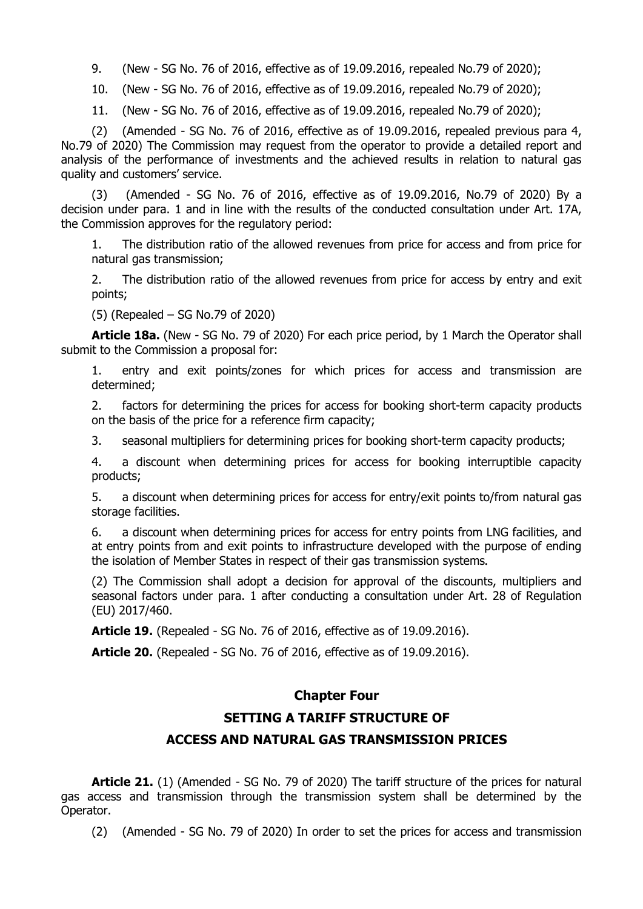9. (New - SG No. 76 of 2016, effective as of 19.09.2016, repealed No.79 of 2020);

10. (New - SG No. 76 of 2016, effective as of 19.09.2016, repealed No.79 of 2020);

11. (New - SG No. 76 of 2016, effective as of 19.09.2016, repealed No.79 of 2020);

(2) (Amended - SG No. 76 of 2016, effective as of 19.09.2016, repealed previous para 4, No.79 of 2020) The Commission may request from the operator to provide a detailed report and analysis of the performance of investments and the achieved results in relation to natural gas quality and customers' service.

(3) (Amended - SG No. 76 of 2016, effective as of 19.09.2016, No.79 of 2020) By a decision under para. 1 and in line with the results of the conducted consultation under Art. 17A, the Commission approves for the regulatory period:

1. The distribution ratio of the allowed revenues from price for access and from price for natural gas transmission;

2. The distribution ratio of the allowed revenues from price for access by entry and exit points;

(5) (Repealed – SG No.79 of 2020)

**Article 18a.** (New - SG No. 79 of 2020) For each price period, by 1 March the Operator shall submit to the Commission a proposal for:

1. entry and exit points/zones for which prices for access and transmission are determined;

2. factors for determining the prices for access for booking short-term capacity products on the basis of the price for a reference firm capacity;

3. seasonal multipliers for determining prices for booking short-term capacity products;

4. a discount when determining prices for access for booking interruptible capacity products;

5. a discount when determining prices for access for entry/exit points to/from natural gas storage facilities.

6. a discount when determining prices for access for entry points from LNG facilities, and at entry points from and exit points to infrastructure developed with the purpose of ending the isolation of Member States in respect of their gas transmission systems.

(2) The Commission shall adopt a decision for approval of the discounts, multipliers and seasonal factors under para. 1 after conducting a consultation under Art. 28 of Regulation (EU) 2017/460.

**Article 19.** (Repealed - SG No. 76 of 2016, effective as of 19.09.2016).

**Article 20.** (Repealed - SG No. 76 of 2016, effective as of 19.09.2016).

## Chapter Four

## SETTING A TARIFF STRUCTURE OF ACCESS AND NATURAL GAS TRANSMISSION PRICES

**Article 21.** (1) (Amended - SG No. 79 of 2020) The tariff structure of the prices for natural gas access and transmission through the transmission system shall be determined by the Operator.

(2) (Amended - SG No. 79 of 2020) In order to set the prices for access and transmission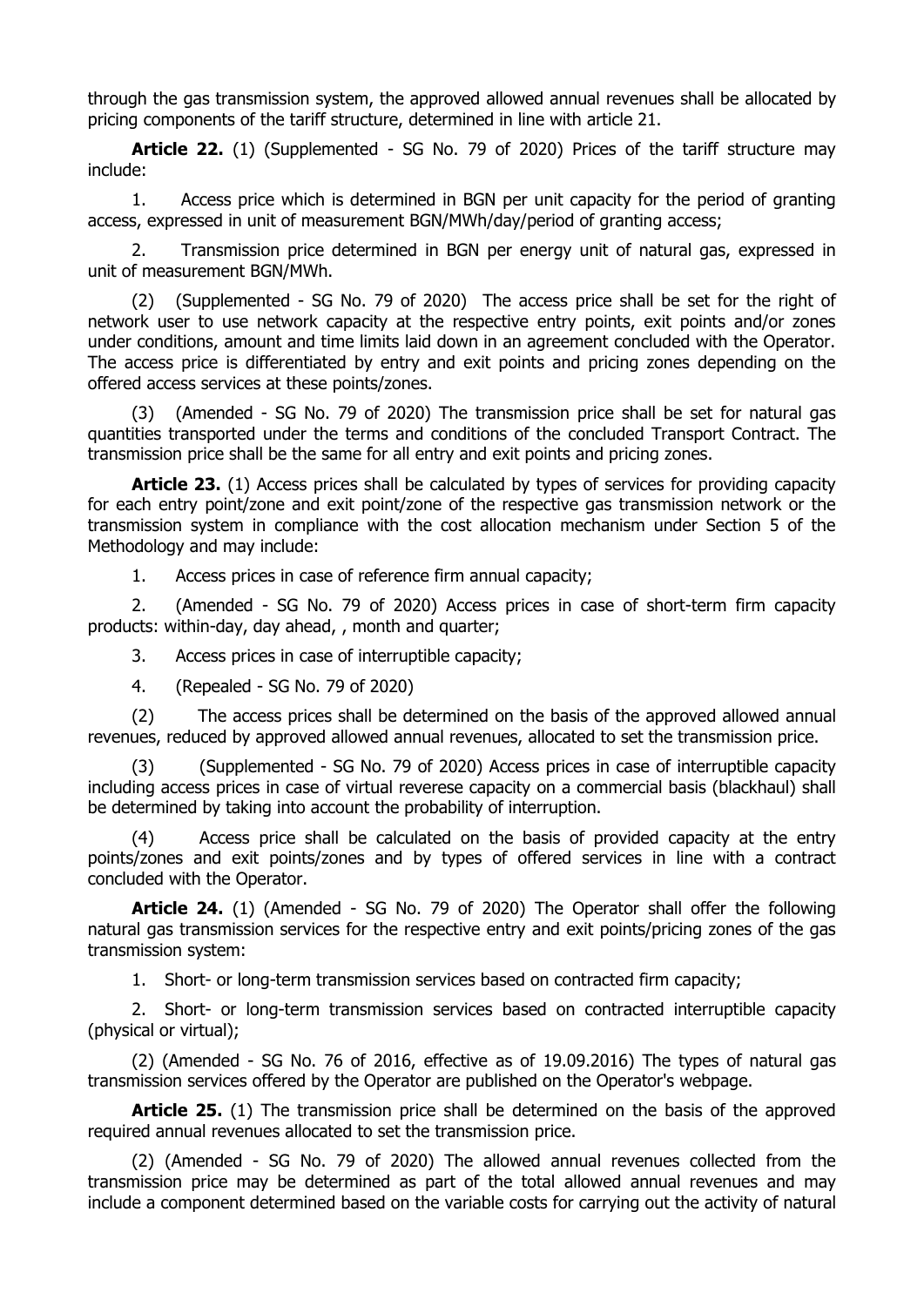through the gas transmission system, the approved allowed annual revenues shall be allocated by pricing components of the tariff structure, determined in line with article 21.

**Article 22.** (1) (Supplemented - SG No. 79 of 2020) Prices of the tariff structure may include:

1. Access price which is determined in BGN per unit capacity for the period of granting access, expressed in unit of measurement BGN/MWh/day/period of granting access;

2. Transmission price determined in BGN per energy unit of natural gas, expressed in unit of measurement BGN/MWh.

(2) (Supplemented - SG No. 79 of 2020) The access price shall be set for the right of network user to use network capacity at the respective entry points, exit points and/or zones under conditions, amount and time limits laid down in an agreement concluded with the Operator. The access price is differentiated by entry and exit points and pricing zones depending on the offered access services at these points/zones.

(3) (Amended - SG No. 79 of 2020) The transmission price shall be set for natural gas quantities transported under the terms and conditions of the concluded Transport Contract. The transmission price shall be the same for all entry and exit points and pricing zones.

**Article 23.** (1) Access prices shall be calculated by types of services for providing capacity for each entry point/zone and exit point/zone of the respective gas transmission network or the transmission system in compliance with the cost allocation mechanism under Section 5 of the Methodology and may include:

1. Access prices in case of reference firm annual capacity;

2. (Amended - SG No. 79 of 2020) Access prices in case of short-term firm capacity products: within-day, day ahead, , month and quarter;

3. Access prices in case of interruptible capacity;

4. (Repealed - SG No. 79 of 2020)

(2) The access prices shall be determined on the basis of the approved allowed annual revenues, reduced by approved allowed annual revenues, allocated to set the transmission price.

(3) (Supplemented - SG No. 79 of 2020) Access prices in case of interruptible capacity including access prices in case of virtual reverese capacity on a commercial basis (blackhaul) shall be determined by taking into account the probability of interruption.

(4) Access price shall be calculated on the basis of provided capacity at the entry points/zones and exit points/zones and by types of offered services in line with a contract concluded with the Operator.

**Article 24.** (1) (Amended - SG No. 79 of 2020) The Operator shall offer the following natural gas transmission services for the respective entry and exit points/pricing zones of the gas transmission system:

1. Short- or long-term transmission services based on contracted firm capacity;

2. Short- or long-term transmission services based on contracted interruptible capacity (physical or virtual);

(2) (Amended - SG No. 76 of 2016, effective as of 19.09.2016) The types of natural gas transmission services offered by the Operator are published on the Operator's webpage.

**Article 25.** (1) The transmission price shall be determined on the basis of the approved required annual revenues allocated to set the transmission price.

(2) (Amended - SG No. 79 of 2020) The allowed annual revenues collected from the transmission price may be determined as part of the total allowed annual revenues and may include a component determined based on the variable costs for carrying out the activity of natural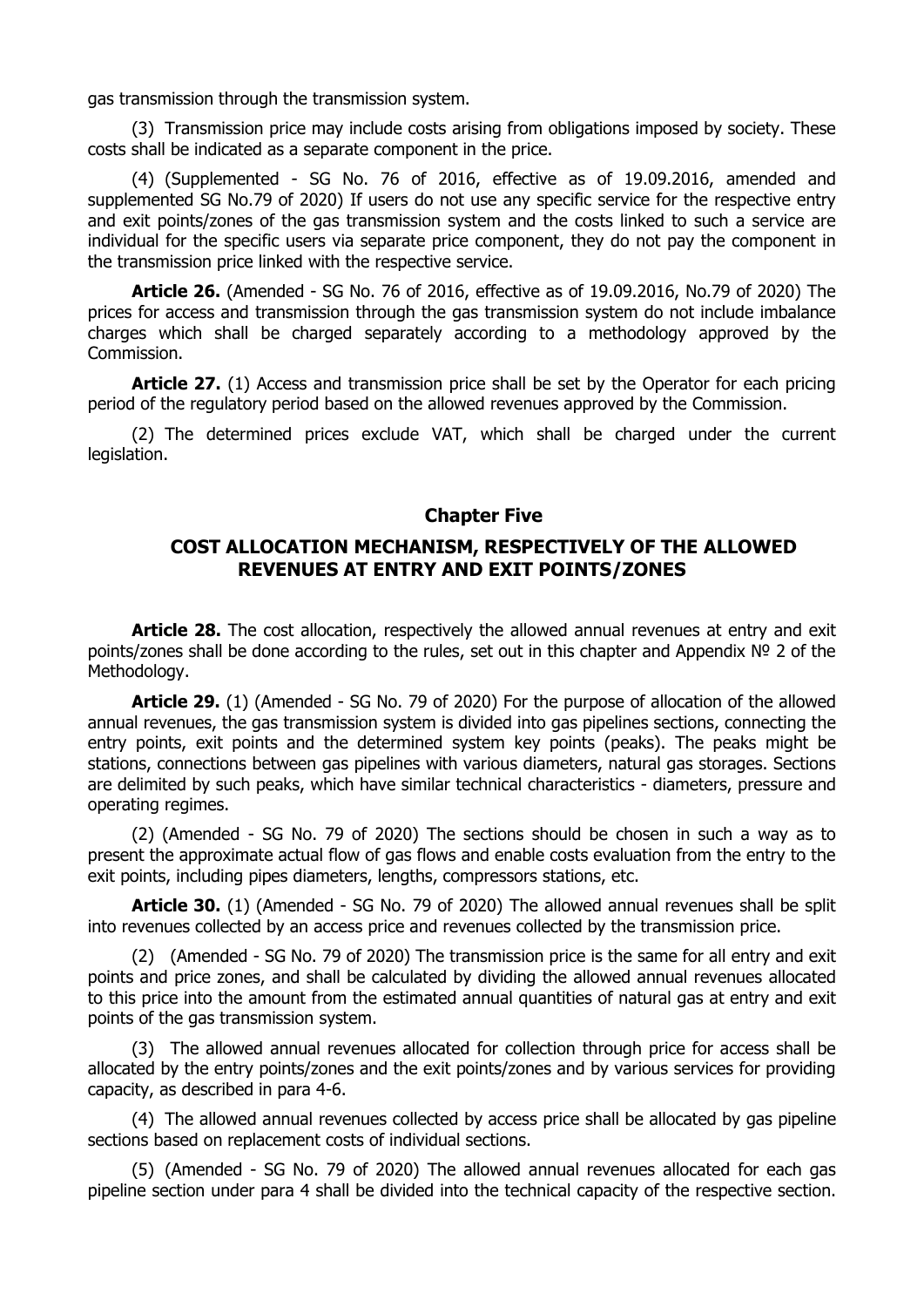gas transmission through the transmission system.

(3) Transmission price may include costs arising from obligations imposed by society. These costs shall be indicated as a separate component in the price.

(4) (Supplemented - SG No. 76 of 2016, effective as of 19.09.2016, amended and supplemented SG No.79 of 2020) If users do not use any specific service for the respective entry and exit points/zones of the gas transmission system and the costs linked to such a service are individual for the specific users via separate price component, they do not pay the component in the transmission price linked with the respective service.

**Article 26.** (Amended - SG No. 76 of 2016, effective as of 19.09.2016, No.79 of 2020) The prices for access and transmission through the gas transmission system do not include imbalance charges which shall be charged separately according to a methodology approved by the Commission.

**Article 27.** (1) Access and transmission price shall be set by the Operator for each pricing period of the regulatory period based on the allowed revenues approved by the Commission.

(2) The determined prices exclude VAT, which shall be charged under the current legislation.

## Chapter Five

## COST ALLOCATION MECHANISM, RESPECTIVELY OF THE ALLOWED REVENUES AT ENTRY AND EXIT POINTS/ZONES

**Article 28.** The cost allocation, respectively the allowed annual revenues at entry and exit points/zones shall be done according to the rules, set out in this chapter and Appendix № 2 of the Methodology.

**Article 29.** (1) (Amended - SG No. 79 of 2020) For the purpose of allocation of the allowed annual revenues, the gas transmission system is divided into gas pipelines sections, connecting the entry points, exit points and the determined system key points (peaks). The peaks might be stations, connections between gas pipelines with various diameters, natural gas storages. Sections are delimited by such peaks, which have similar technical characteristics - diameters, pressure and operating regimes.

(2) (Amended - SG No. 79 of 2020) The sections should be chosen in such a way as to present the approximate actual flow of gas flows and enable costs evaluation from the entry to the exit points, including pipes diameters, lengths, compressors stations, etc.

**Article 30.** (1) (Amended - SG No. 79 of 2020) The allowed annual revenues shall be split into revenues collected by an access price and revenues collected by the transmission price.

(2) (Amended - SG No. 79 of 2020) The transmission price is the same for all entry and exit points and price zones, and shall be calculated by dividing the allowed annual revenues allocated to this price into the amount from the estimated annual quantities of natural gas at entry and exit points of the gas transmission system.

(3) The allowed annual revenues allocated for collection through price for access shall be allocated by the entry points/zones and the exit points/zones and by various services for providing capacity, as described in para 4-6.

(4) The allowed annual revenues collected by access price shall be allocated by gas pipeline sections based on replacement costs of individual sections.

(5) (Amended - SG No. 79 of 2020) The allowed annual revenues allocated for each gas pipeline section under para 4 shall be divided into the technical capacity of the respective section.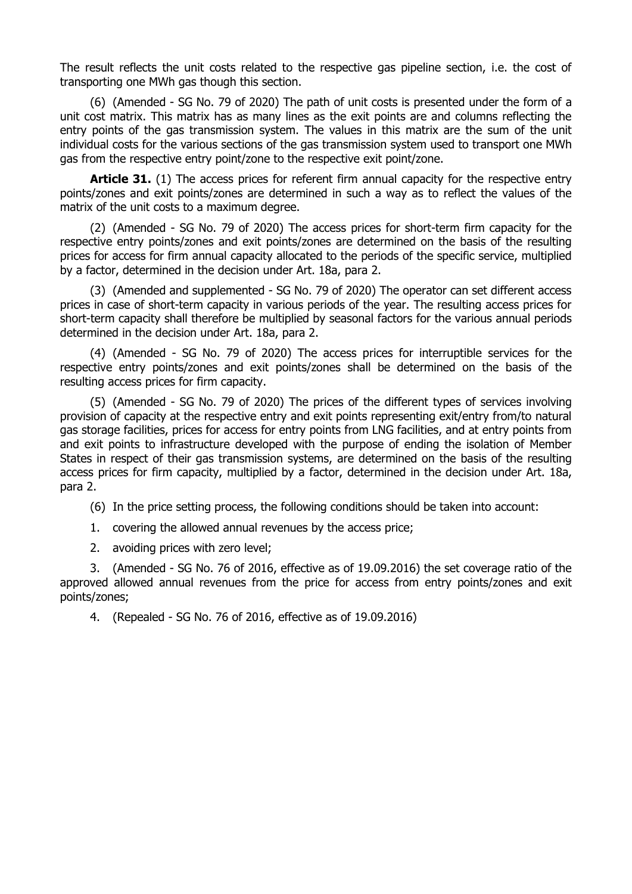The result reflects the unit costs related to the respective gas pipeline section, i.e. the cost of transporting one MWh gas though this section.

(6) (Amended - SG No. 79 of 2020) The path of unit costs is presented under the form of a unit cost matrix. This matrix has as many lines as the exit points are and columns reflecting the entry points of the gas transmission system. The values in this matrix are the sum of the unit individual costs for the various sections of the gas transmission system used to transport one MWh gas from the respective entry point/zone to the respective exit point/zone.

**Article 31.** (1) The access prices for referent firm annual capacity for the respective entry points/zones and exit points/zones are determined in such a way as to reflect the values of the matrix of the unit costs to a maximum degree.

(2) (Amended - SG No. 79 of 2020) The access prices for short-term firm capacity for the respective entry points/zones and exit points/zones are determined on the basis of the resulting prices for access for firm annual capacity allocated to the periods of the specific service, multiplied by a factor, determined in the decision under Art. 18a, para 2.

(3) (Amended and supplemented - SG No. 79 of 2020) The operator can set different access prices in case of short-term capacity in various periods of the year. The resulting access prices for short-term capacity shall therefore be multiplied by seasonal factors for the various annual periods determined in the decision under Art. 18a, para 2.

(4) (Amended - SG No. 79 of 2020) The access prices for interruptible services for the respective entry points/zones and exit points/zones shall be determined on the basis of the resulting access prices for firm capacity.

(5) (Amended - SG No. 79 of 2020) The prices of the different types of services involving provision of capacity at the respective entry and exit points representing exit/entry from/to natural gas storage facilities, prices for access for entry points from LNG facilities, and at entry points from and exit points to infrastructure developed with the purpose of ending the isolation of Member States in respect of their gas transmission systems, are determined on the basis of the resulting access prices for firm capacity, multiplied by a factor, determined in the decision under Art. 18a, para 2.

(6) In the price setting process, the following conditions should be taken into account:

1. covering the allowed annual revenues by the access price;
2. avoiding prices with zero level;
3. (Amended - SG No. 76 of 2016, effective as of 19.09.2016) the set coverage ratio of the approved allowed annual revenues from the price for access from entry points/zones and exit points/zones;
4. (Repealed - SG No. 76 of 2016, effective as of 19.09.2016)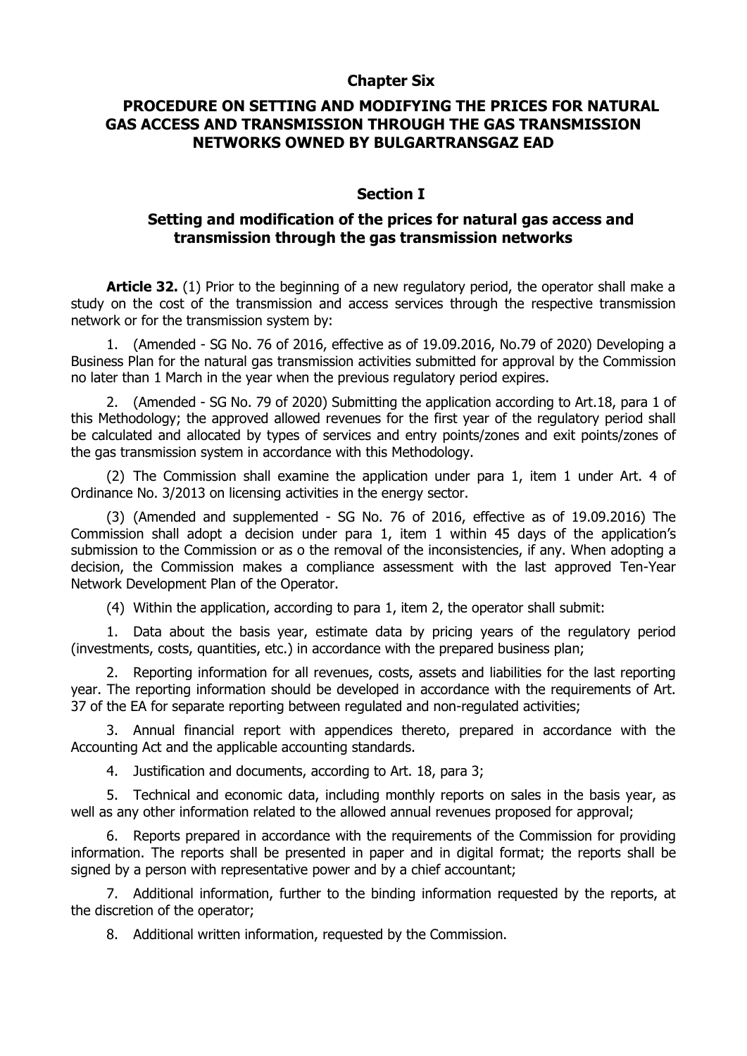## Chapter Six

## PROCEDURE ON SETTING AND MODIFYING THE PRICES FOR NATURAL GAS ACCESS AND TRANSMISSION THROUGH THE GAS TRANSMISSION NETWORKS OWNED BY BULGARTRANSGAZ EAD

### Section I

### Setting and modification of the prices for natural gas access and transmission through the gas transmission networks

**Article 32.** (1) Prior to the beginning of a new regulatory period, the operator shall make a study on the cost of the transmission and access services through the respective transmission network or for the transmission system by:

1. (Amended - SG No. 76 of 2016, effective as of 19.09.2016, No.79 of 2020) Developing a Business Plan for the natural gas transmission activities submitted for approval by the Commission no later than 1 March in the year when the previous regulatory period expires.

2. (Amended - SG No. 79 of 2020) Submitting the application according to Art.18, para 1 of this Methodology; the approved allowed revenues for the first year of the regulatory period shall be calculated and allocated by types of services and entry points/zones and exit points/zones of the gas transmission system in accordance with this Methodology.

(2) The Commission shall examine the application under para 1, item 1 under Art. 4 of Ordinance No. 3/2013 on licensing activities in the energy sector.

(3) (Amended and supplemented - SG No. 76 of 2016, effective as of 19.09.2016) The Commission shall adopt a decision under para 1, item 1 within 45 days of the application's submission to the Commission or as o the removal of the inconsistencies, if any. When adopting a decision, the Commission makes a compliance assessment with the last approved Ten-Year Network Development Plan of the Operator.

(4) Within the application, according to para 1, item 2, the operator shall submit:

1. Data about the basis year, estimate data by pricing years of the regulatory period (investments, costs, quantities, etc.) in accordance with the prepared business plan;

2. Reporting information for all revenues, costs, assets and liabilities for the last reporting year. The reporting information should be developed in accordance with the requirements of Art. 37 of the EA for separate reporting between regulated and non-regulated activities;

3. Annual financial report with appendices thereto, prepared in accordance with the Accounting Act and the applicable accounting standards.

4. Justification and documents, according to Art. 18, para 3;

5. Technical and economic data, including monthly reports on sales in the basis year, as well as any other information related to the allowed annual revenues proposed for approval;

6. Reports prepared in accordance with the requirements of the Commission for providing information. The reports shall be presented in paper and in digital format; the reports shall be signed by a person with representative power and by a chief accountant;

7. Additional information, further to the binding information requested by the reports, at the discretion of the operator;

8. Additional written information, requested by the Commission.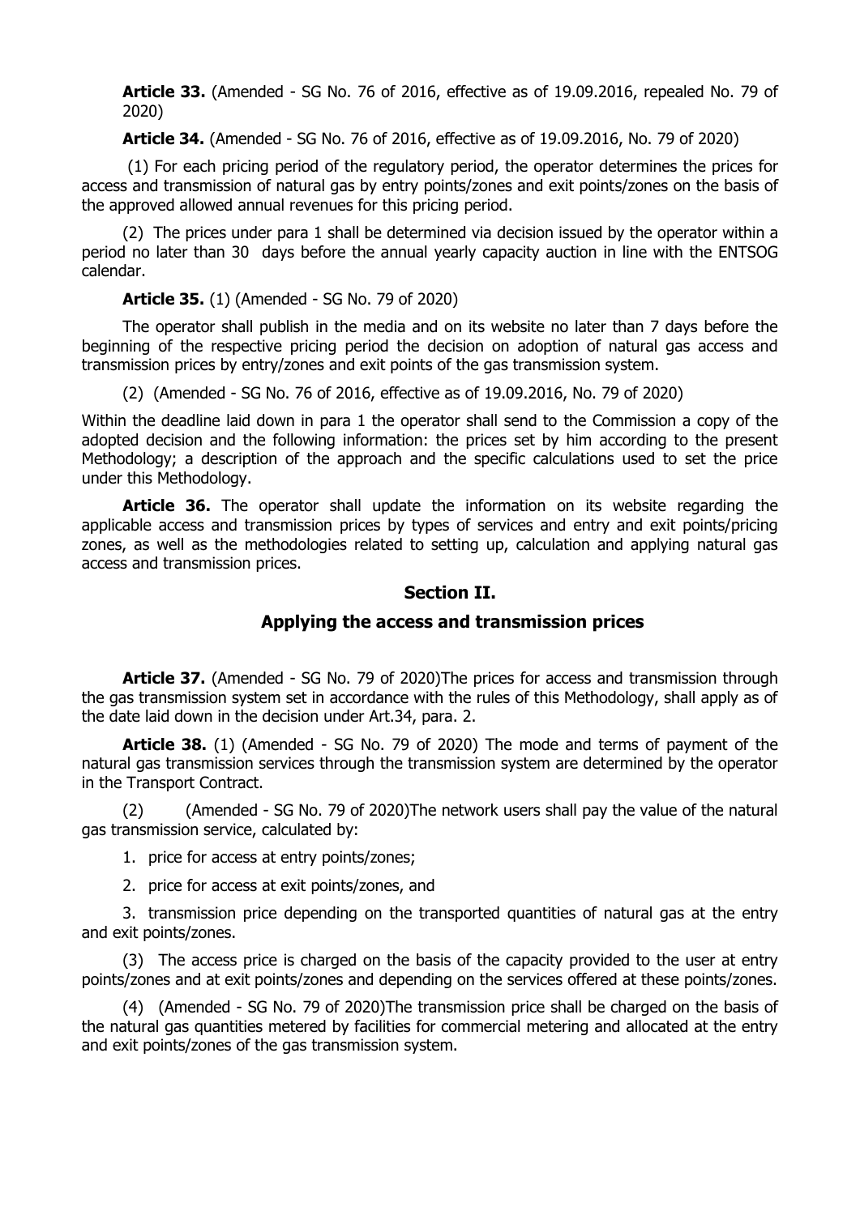**Article 33.** (Amended - SG No. 76 of 2016, effective as of 19.09.2016, repealed No. 79 of 2020)

**Article 34.** (Amended - SG No. 76 of 2016, effective as of 19.09.2016, No. 79 of 2020)

(1) For each pricing period of the regulatory period, the operator determines the prices for access and transmission of natural gas by entry points/zones and exit points/zones on the basis of the approved allowed annual revenues for this pricing period.

(2) The prices under para 1 shall be determined via decision issued by the operator within a period no later than 30 days before the annual yearly capacity auction in line with the ENTSOG calendar.

**Article 35.** (1) (Amended - SG No. 79 of 2020)

The operator shall publish in the media and on its website no later than 7 days before the beginning of the respective pricing period the decision on adoption of natural gas access and transmission prices by entry/zones and exit points of the gas transmission system.

(2) (Amended - SG No. 76 of 2016, effective as of 19.09.2016, No. 79 of 2020)

Within the deadline laid down in para 1 the operator shall send to the Commission a copy of the adopted decision and the following information: the prices set by him according to the present Methodology; a description of the approach and the specific calculations used to set the price under this Methodology.

**Article 36.** The operator shall update the information on its website regarding the applicable access and transmission prices by types of services and entry and exit points/pricing zones, as well as the methodologies related to setting up, calculation and applying natural gas access and transmission prices.

## Section II.

## Applying the access and transmission prices

**Article 37.** (Amended - SG No. 79 of 2020)The prices for access and transmission through the gas transmission system set in accordance with the rules of this Methodology, shall apply as of the date laid down in the decision under Art.34, para. 2.

**Article 38.** (1) (Amended - SG No. 79 of 2020) The mode and terms of payment of the natural gas transmission services through the transmission system are determined by the operator in the Transport Contract.

(2) (Amended - SG No. 79 of 2020)The network users shall pay the value of the natural gas transmission service, calculated by:

1. price for access at entry points/zones;
2. price for access at exit points/zones, and
3. transmission price depending on the transported quantities of natural gas at the entry and exit points/zones.

(3) The access price is charged on the basis of the capacity provided to the user at entry points/zones and at exit points/zones and depending on the services offered at these points/zones.

(4) (Amended - SG No. 79 of 2020)The transmission price shall be charged on the basis of the natural gas quantities metered by facilities for commercial metering and allocated at the entry and exit points/zones of the gas transmission system.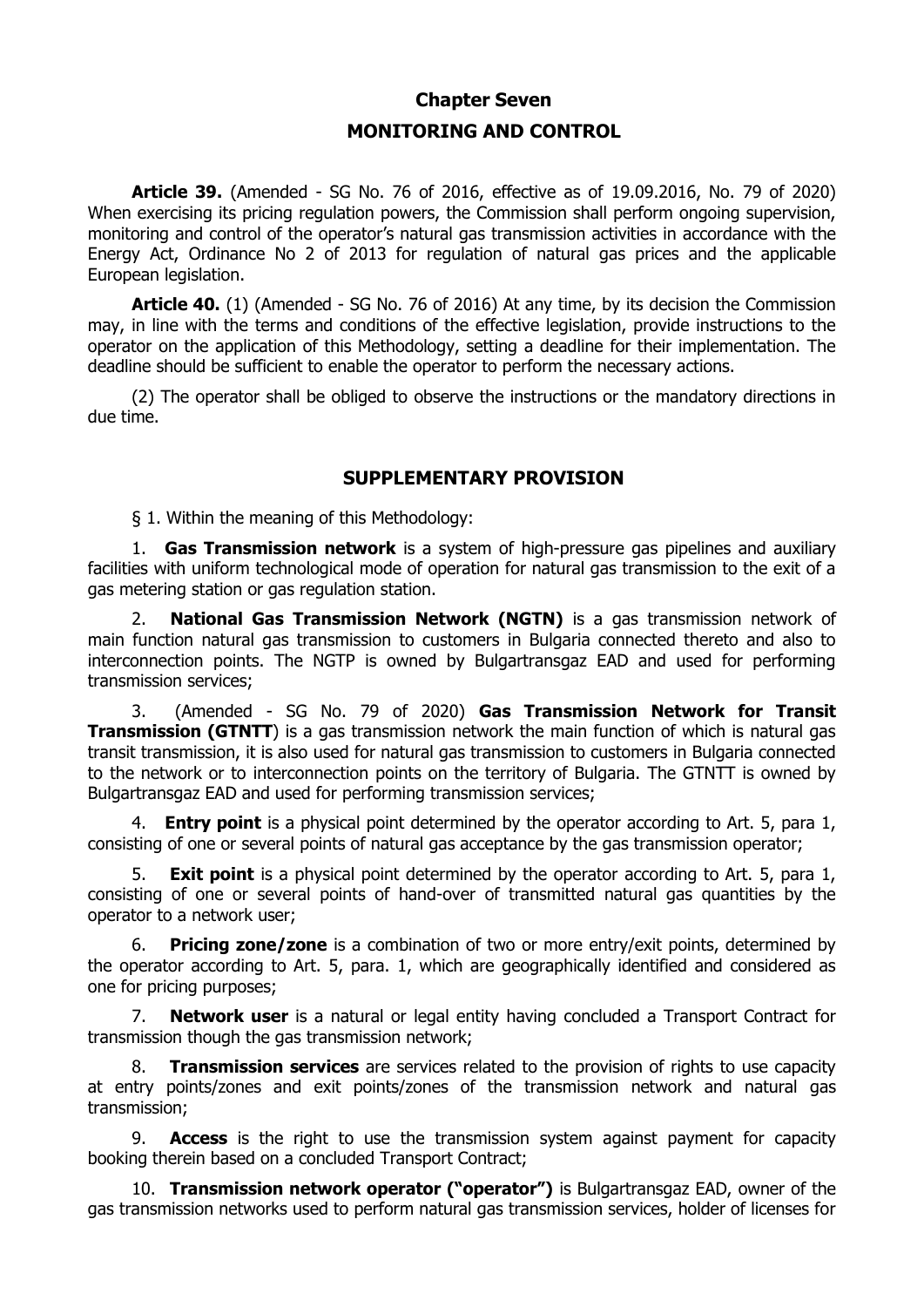# Chapter Seven

## MONITORING AND CONTROL

**Article 39.** (Amended - SG No. 76 of 2016, effective as of 19.09.2016, No. 79 of 2020) When exercising its pricing regulation powers, the Commission shall perform ongoing supervision, monitoring and control of the operator's natural gas transmission activities in accordance with the Energy Act, Ordinance No 2 of 2013 for regulation of natural gas prices and the applicable European legislation.

**Article 40.** (1) (Amended - SG No. 76 of 2016) At any time, by its decision the Commission may, in line with the terms and conditions of the effective legislation, provide instructions to the operator on the application of this Methodology, setting a deadline for their implementation. The deadline should be sufficient to enable the operator to perform the necessary actions.

(2) The operator shall be obliged to observe the instructions or the mandatory directions in due time.

## SUPPLEMENTARY PROVISION

§ 1. Within the meaning of this Methodology:

1. **Gas Transmission network** is a system of high-pressure gas pipelines and auxiliary facilities with uniform technological mode of operation for natural gas transmission to the exit of a gas metering station or gas regulation station.

2. **National Gas Transmission Network (NGTN)** is a gas transmission network of main function natural gas transmission to customers in Bulgaria connected thereto and also to interconnection points. The NGTP is owned by Bulgartransgaz EAD and used for performing transmission services;

3. (Amended - SG No. 79 of 2020) **Gas Transmission Network for Transit Transmission (GTNTT**) is a gas transmission network the main function of which is natural gas transit transmission, it is also used for natural gas transmission to customers in Bulgaria connected to the network or to interconnection points on the territory of Bulgaria. The GTNTT is owned by Bulgartransgaz EAD and used for performing transmission services;

4. **Entry point** is a physical point determined by the operator according to Art. 5, para 1, consisting of one or several points of natural gas acceptance by the gas transmission operator;

5. **Exit point** is a physical point determined by the operator according to Art. 5, para 1, consisting of one or several points of hand-over of transmitted natural gas quantities by the operator to a network user;

6. **Pricing zone/zone** is a combination of two or more entry/exit points, determined by the operator according to Art. 5, para. 1, which are geographically identified and considered as one for pricing purposes;

7. **Network user** is a natural or legal entity having concluded a Transport Contract for transmission though the gas transmission network;

8. **Transmission services** are services related to the provision of rights to use capacity at entry points/zones and exit points/zones of the transmission network and natural gas transmission;

9. **Access** is the right to use the transmission system against payment for capacity booking therein based on a concluded Transport Contract;

10. **Transmission network operator ("operator")** is Bulgartransgaz EAD, owner of the gas transmission networks used to perform natural gas transmission services, holder of licenses for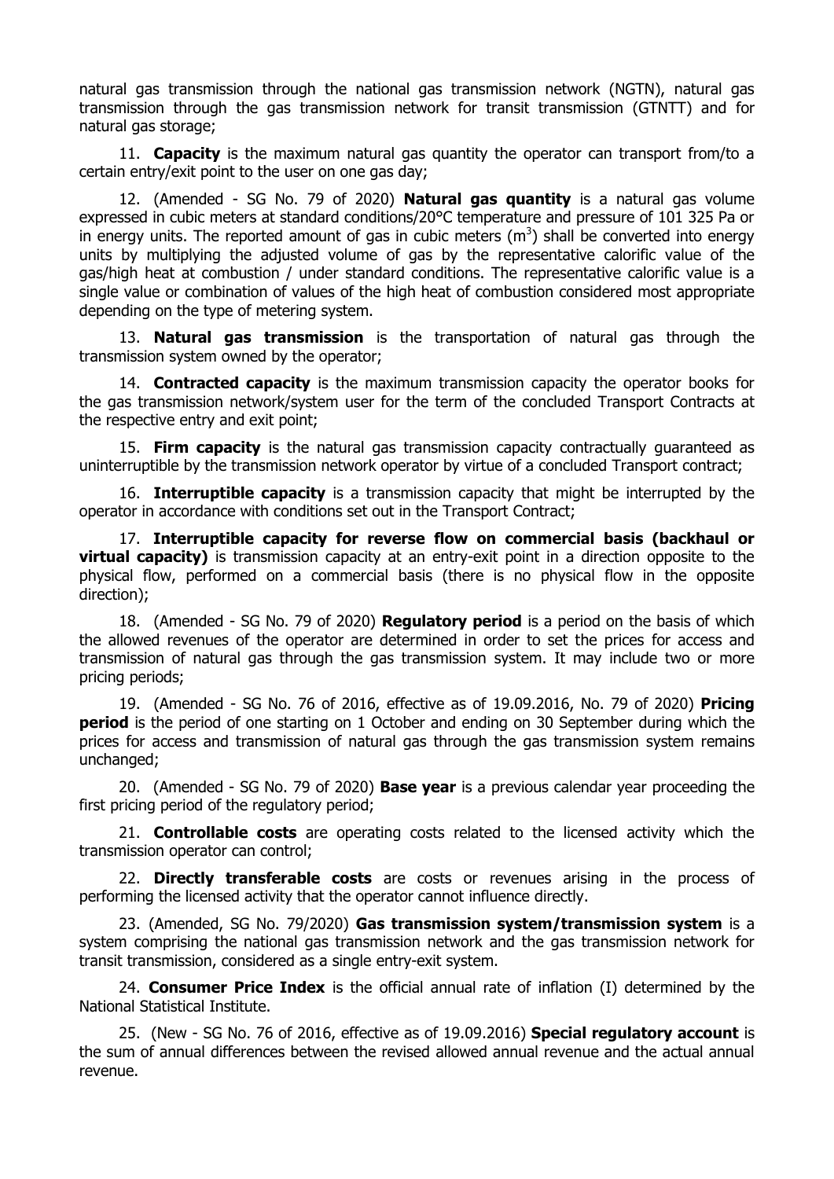natural gas transmission through the national gas transmission network (NGTN), natural gas transmission through the gas transmission network for transit transmission (GTNTT) and for natural gas storage;

11. **Capacity** is the maximum natural gas quantity the operator can transport from/to a certain entry/exit point to the user on one gas day;

12. (Amended - SG No. 79 of 2020) **Natural gas quantity** is a natural gas volume expressed in cubic meters at standard conditions/20°C temperature and pressure of 101 325 Pa or in energy units. The reported amount of gas in cubic meters ($m^3$) shall be converted into energy units by multiplying the adjusted volume of gas by the representative calorific value of the gas/high heat at combustion / under standard conditions. The representative calorific value is a single value or combination of values of the high heat of combustion considered most appropriate depending on the type of metering system.

13. **Natural gas transmission** is the transportation of natural gas through the transmission system owned by the operator;

14. **Contracted capacity** is the maximum transmission capacity the operator books for the gas transmission network/system user for the term of the concluded Transport Contracts at the respective entry and exit point;

15. **Firm capacity** is the natural gas transmission capacity contractually guaranteed as uninterruptible by the transmission network operator by virtue of a concluded Transport contract;

16. **Interruptible capacity** is a transmission capacity that might be interrupted by the operator in accordance with conditions set out in the Transport Contract;

17. **Interruptible capacity for reverse flow on commercial basis (backhaul or virtual capacity)** is transmission capacity at an entry-exit point in a direction opposite to the physical flow, performed on a commercial basis (there is no physical flow in the opposite direction);

18. (Amended - SG No. 79 of 2020) **Regulatory period** is a period on the basis of which the allowed revenues of the operator are determined in order to set the prices for access and transmission of natural gas through the gas transmission system. It may include two or more pricing periods;

19. (Amended - SG No. 76 of 2016, effective as of 19.09.2016, No. 79 of 2020) **Pricing period** is the period of one starting on 1 October and ending on 30 September during which the prices for access and transmission of natural gas through the gas transmission system remains unchanged;

20. (Amended - SG No. 79 of 2020) **Base year** is a previous calendar year proceeding the first pricing period of the regulatory period;

21. **Controllable costs** are operating costs related to the licensed activity which the transmission operator can control;

22. **Directly transferable costs** are costs or revenues arising in the process of performing the licensed activity that the operator cannot influence directly.

23. (Amended, SG No. 79/2020) **Gas transmission system/transmission system** is a system comprising the national gas transmission network and the gas transmission network for transit transmission, considered as a single entry-exit system.

24. **Consumer Price Index** is the official annual rate of inflation (I) determined by the National Statistical Institute.

25. (New - SG No. 76 of 2016, effective as of 19.09.2016) **Special regulatory account** is the sum of annual differences between the revised allowed annual revenue and the actual annual revenue.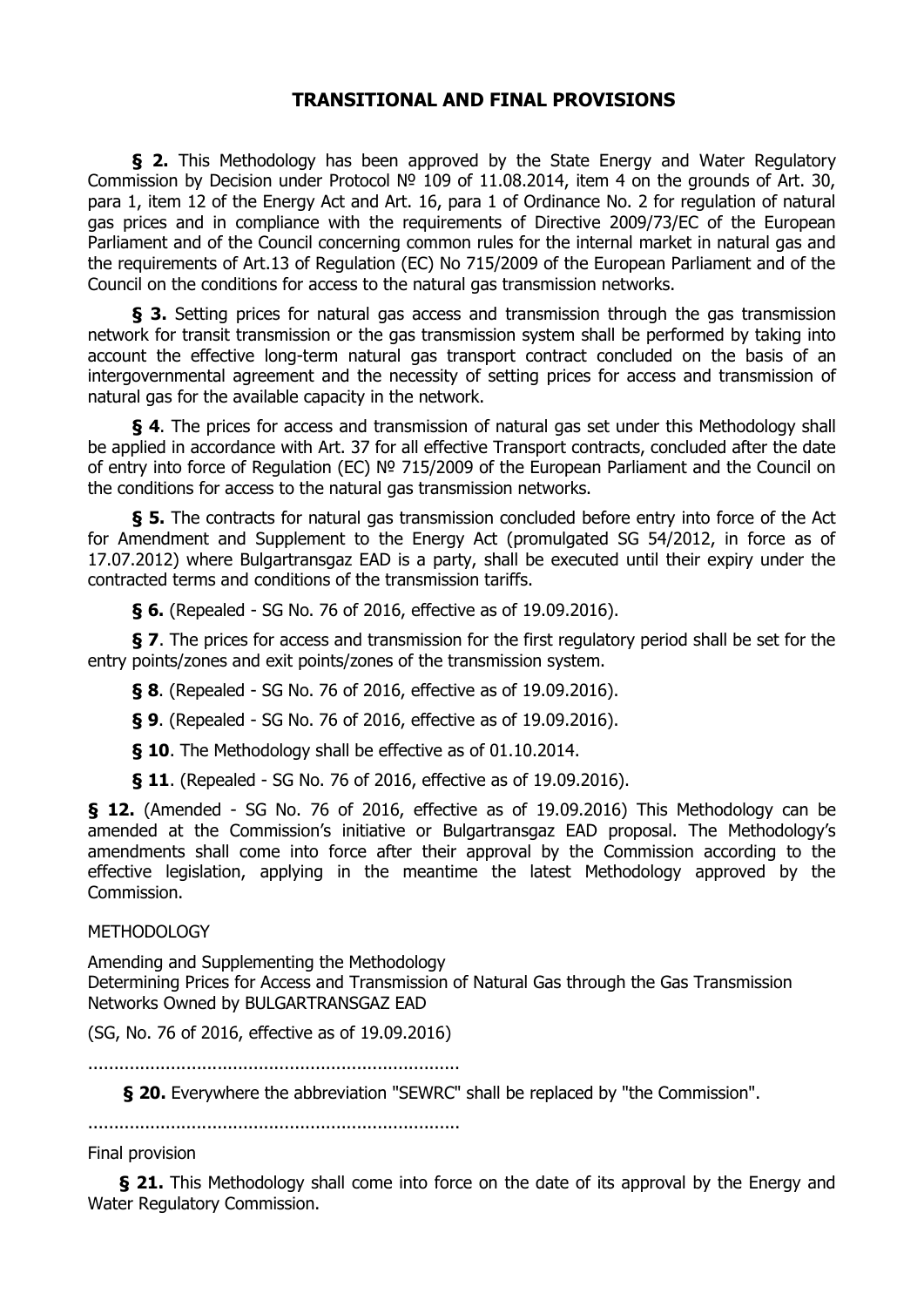## TRANSITIONAL AND FINAL PROVISIONS

**§ 2.** This Methodology has been approved by the State Energy and Water Regulatory Commission by Decision under Protocol № 109 of 11.08.2014, item 4 on the grounds of Art. 30, para 1, item 12 of the Energy Act and Art. 16, para 1 of Ordinance No. 2 for regulation of natural gas prices and in compliance with the requirements of Directive 2009/73/EC of the European Parliament and of the Council concerning common rules for the internal market in natural gas and the requirements of Art.13 of Regulation (EC) No 715/2009 of the European Parliament and of the Council on the conditions for access to the natural gas transmission networks.

**§ 3.** Setting prices for natural gas access and transmission through the gas transmission network for transit transmission or the gas transmission system shall be performed by taking into account the effective long-term natural gas transport contract concluded on the basis of an intergovernmental agreement and the necessity of setting prices for access and transmission of natural gas for the available capacity in the network.

**§ 4**. The prices for access and transmission of natural gas set under this Methodology shall be applied in accordance with Art. 37 for all effective Transport contracts, concluded after the date of entry into force of Regulation (EC) № 715/2009 of the European Parliament and the Council on the conditions for access to the natural gas transmission networks.

**§ 5.** The contracts for natural gas transmission concluded before entry into force of the Act for Amendment and Supplement to the Energy Act (promulgated SG 54/2012, in force as of 17.07.2012) where Bulgartransgaz EAD is a party, shall be executed until their expiry under the contracted terms and conditions of the transmission tariffs.

**§ 6.** (Repealed - SG No. 76 of 2016, effective as of 19.09.2016).

**§ 7**. The prices for access and transmission for the first regulatory period shall be set for the entry points/zones and exit points/zones of the transmission system.

**§ 8**. (Repealed - SG No. 76 of 2016, effective as of 19.09.2016).

**§ 9**. (Repealed - SG No. 76 of 2016, effective as of 19.09.2016).

**§ 10**. The Methodology shall be effective as of 01.10.2014.

**§ 11**. (Repealed - SG No. 76 of 2016, effective as of 19.09.2016).

**§ 12.** (Amended - SG No. 76 of 2016, effective as of 19.09.2016) This Methodology can be amended at the Commission's initiative or Bulgartransgaz EAD proposal. The Methodology's amendments shall come into force after their approval by the Commission according to the effective legislation, applying in the meantime the latest Methodology approved by the Commission.

METHODOLOGY

Amending and Supplementing the Methodology
Determining Prices for Access and Transmission of Natural Gas through the Gas Transmission Networks Owned by BULGARTRANSGAZ EAD

(SG, No. 76 of 2016, effective as of 19.09.2016)

.......................................................................

**§ 20.** Everywhere the abbreviation "SEWRC" shall be replaced by "the Commission".

.......................................................................

Final provision

**§ 21.** This Methodology shall come into force on the date of its approval by the Energy and Water Regulatory Commission.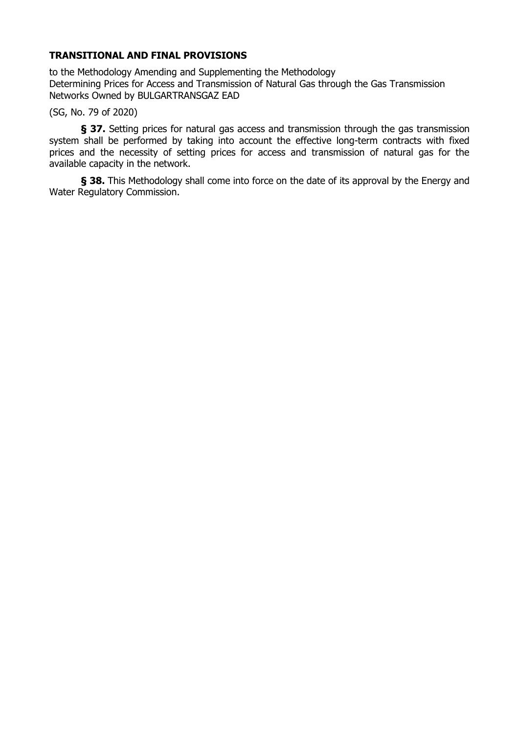**TRANSITIONAL AND FINAL PROVISIONS**

to the Methodology Amending and Supplementing the Methodology
Determining Prices for Access and Transmission of Natural Gas through the Gas Transmission Networks Owned by BULGARTRANSGAZ EAD

(SG, No. 79 of 2020)

**§ 37.** Setting prices for natural gas access and transmission through the gas transmission system shall be performed by taking into account the effective long-term contracts with fixed prices and the necessity of setting prices for access and transmission of natural gas for the available capacity in the network.

**§ 38.** This Methodology shall come into force on the date of its approval by the Energy and Water Regulatory Commission.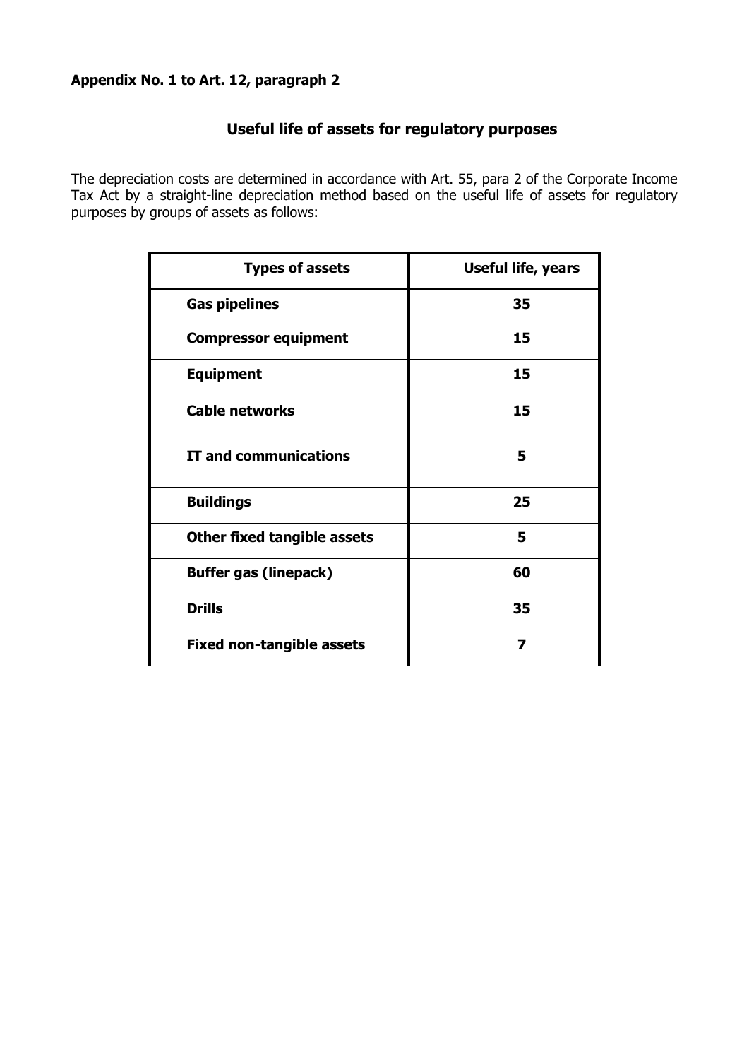**Appendix No. 1 to Art. 12, paragraph 2**

## Useful life of assets for regulatory purposes

The depreciation costs are determined in accordance with Art. 55, para 2 of the Corporate Income Tax Act by a straight-line depreciation method based on the useful life of assets for regulatory purposes by groups of assets as follows:

| Types of assets | Useful life, years |
|---|---|
| **Gas pipelines** | **35** |
| **Compressor equipment** | **15** |
| **Equipment** | **15** |
| **Cable networks** | **15** |
| **IT and communications** | **5** |
| **Buildings** | **25** |
| **Other fixed tangible assets** | **5** |
| **Buffer gas (linepack)** | **60** |
| **Drills** | **35** |
| **Fixed non-tangible assets** | **7** |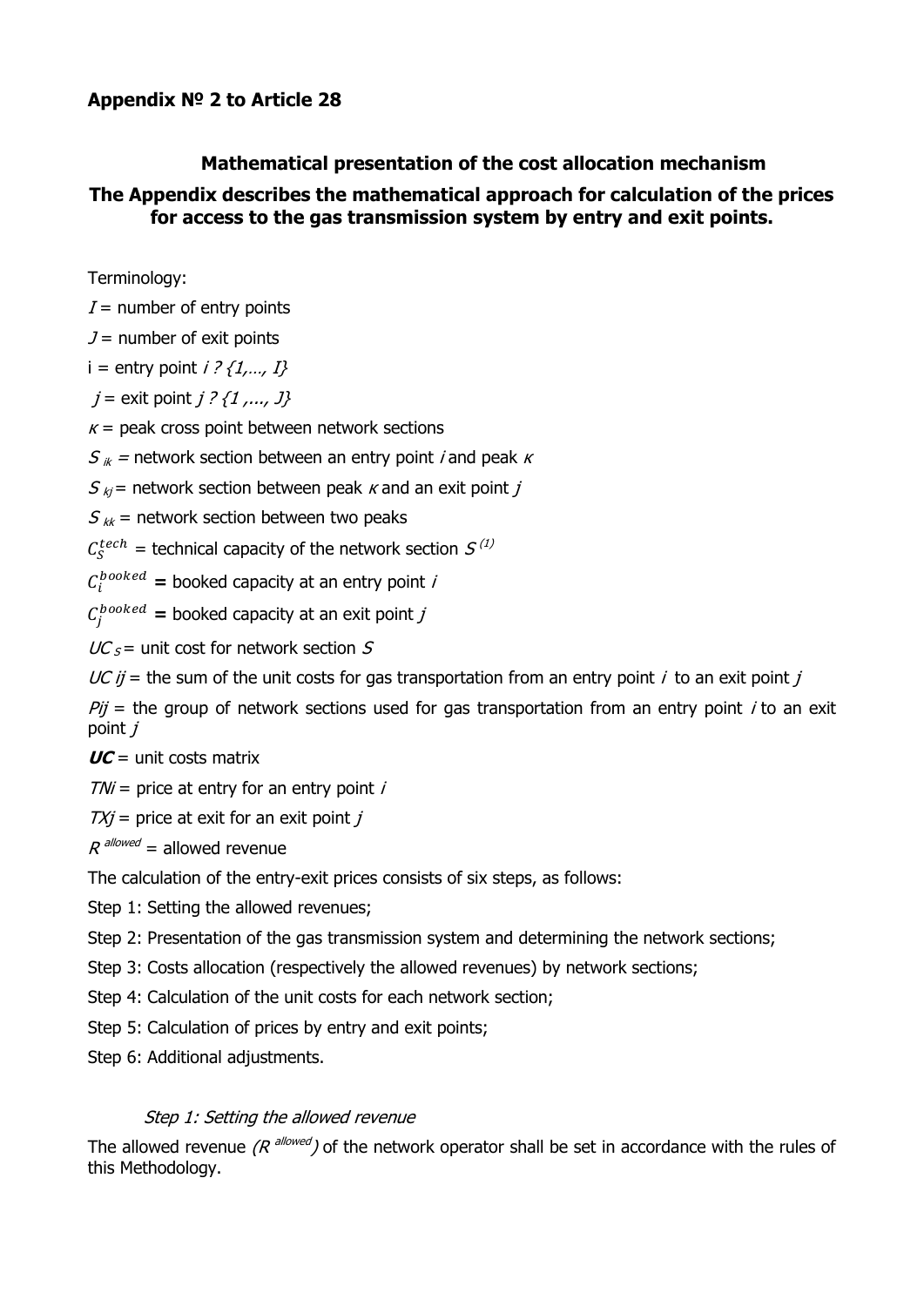**Appendix № 2 to Article 28**

## Mathematical presentation of the cost allocation mechanism

## The Appendix describes the mathematical approach for calculation of the prices for access to the gas transmission system by entry and exit points.

Terminology:

$I$ = number of entry points

$J$ = number of exit points

i = entry point $i$ ? $\{1,\ldots, I\}$

$j$ = exit point $j$ ? $\{1 ,\ldots, J\}$

$\kappa$ = peak cross point between network sections

$S_{ik}$ = network section between an entry point $i$ and peak $\kappa$

$S_{kj}$ = network section between peak $\kappa$ and an exit point $j$

$S_{kk}$ = network section between two peaks

$C_S^{tech}$ = technical capacity of the network section $S$ (1)

$C_i^{booked}$ **=** booked capacity at an entry point $i$

$C_j^{booked}$ **=** booked capacity at an exit point $j$

$UC_S$ = unit cost for network section $S$

$UC\ ij$ = the sum of the unit costs for gas transportation from an entry point $i$ to an exit point $j$

$Pij$ = the group of network sections used for gas transportation from an entry point $i$ to an exit point $j$

***UC*** = unit costs matrix

$TNi$ = price at entry for an entry point $i$

$TXj$ = price at exit for an exit point $j$

$R^{allowed}$ = allowed revenue

The calculation of the entry-exit prices consists of six steps, as follows:

Step 1: Setting the allowed revenues;

Step 2: Presentation of the gas transmission system and determining the network sections;

Step 3: Costs allocation (respectively the allowed revenues) by network sections;

Step 4: Calculation of the unit costs for each network section;

Step 5: Calculation of prices by entry and exit points;

Step 6: Additional adjustments.

*Step 1: Setting the allowed revenue*

The allowed revenue *($R^{allowed}$)* of the network operator shall be set in accordance with the rules of this Methodology.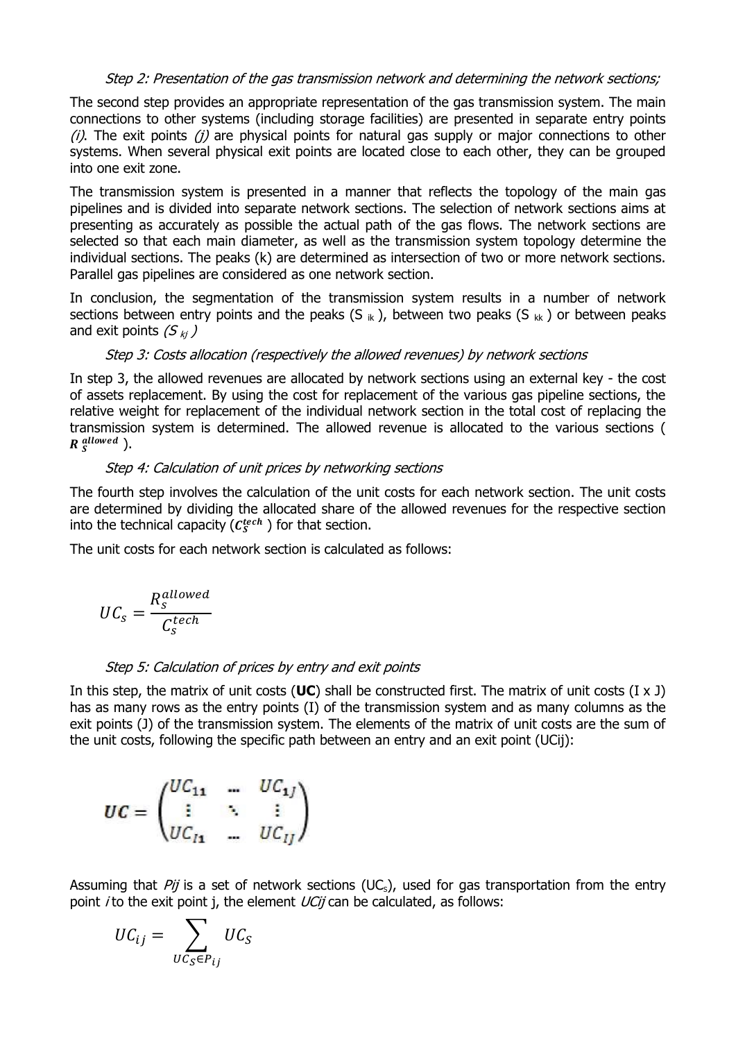*Step 2: Presentation of the gas transmission network and determining the network sections;*

The second step provides an appropriate representation of the gas transmission system. The main connections to other systems (including storage facilities) are presented in separate entry points *(i)*. The exit points *(j)* are physical points for natural gas supply or major connections to other systems. When several physical exit points are located close to each other, they can be grouped into one exit zone.

The transmission system is presented in a manner that reflects the topology of the main gas pipelines and is divided into separate network sections. The selection of network sections aims at presenting as accurately as possible the actual path of the gas flows. The network sections are selected so that each main diameter, as well as the transmission system topology determine the individual sections. The peaks (k) are determined as intersection of two or more network sections. Parallel gas pipelines are considered as one network section.

In conclusion, the segmentation of the transmission system results in a number of network sections between entry points and the peaks ($S_{ik}$), between two peaks ($S_{kk}$) or between peaks and exit points *($S_{kj}$)*

*Step 3: Costs allocation (respectively the allowed revenues) by network sections*

In step 3, the allowed revenues are allocated by network sections using an external key - the cost of assets replacement. By using the cost for replacement of the various gas pipeline sections, the relative weight for replacement of the individual network section in the total cost of replacing the transmission system is determined. The allowed revenue is allocated to the various sections ( $\boldsymbol{R}_{S}^{allowed}$ ).

*Step 4: Calculation of unit prices by networking sections*

The fourth step involves the calculation of the unit costs for each network section. The unit costs are determined by dividing the allocated share of the allowed revenues for the respective section into the technical capacity ($\boldsymbol{C}_{S}^{tech}$ ) for that section.

The unit costs for each network section is calculated as follows:

$$UC_s = \frac{R_s^{allowed}}{C_s^{tech}}$$

*Step 5: Calculation of prices by entry and exit points*

In this step, the matrix of unit costs (**UC**) shall be constructed first. The matrix of unit costs (I x J) has as many rows as the entry points (I) of the transmission system and as many columns as the exit points (J) of the transmission system. The elements of the matrix of unit costs are the sum of the unit costs, following the specific path between an entry and an exit point (UCij):

$$\boldsymbol{UC} = \begin{pmatrix} UC_{11} & \cdots & UC_{1J} \\ \vdots & \ddots & \vdots \\ UC_{I1} & \cdots & UC_{IJ} \end{pmatrix}$$

Assuming that *Pij* is a set of network sections ($UC_s$), used for gas transportation from the entry point *i* to the exit point j, the element *UCij* can be calculated, as follows:

$$UC_{ij} = \sum_{UC_S \in P_{ij}} UC_S$$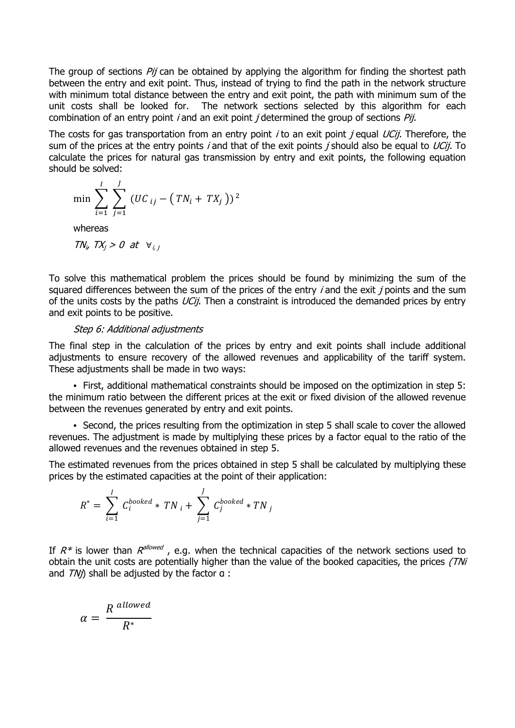The group of sections *Pij* can be obtained by applying the algorithm for finding the shortest path between the entry and exit point. Thus, instead of trying to find the path in the network structure with minimum total distance between the entry and exit point, the path with minimum sum of the unit costs shall be looked for. The network sections selected by this algorithm for each combination of an entry point *i* and an exit point *j* determined the group of sections *Pij.*

The costs for gas transportation from an entry point *i* to an exit point *j* equal *UCij.* Therefore, the sum of the prices at the entry points *i* and that of the exit points *j* should also be equal to *UCij.* To calculate the prices for natural gas transmission by entry and exit points, the following equation should be solved:

$$\min \sum_{i=1}^{I} \sum_{j=1}^{J} (UC_{ij} - (TN_i + TX_j))^2$$

whereas

$TN_i, TX_j > 0 \ \text{at} \ \forall_{i,j}$

To solve this mathematical problem the prices should be found by minimizing the sum of the squared differences between the sum of the prices of the entry *i* and the exit *j* points and the sum of the units costs by the paths *UCij*. Then a constraint is introduced the demanded prices by entry and exit points to be positive.

*Step 6: Additional adjustments*

The final step in the calculation of the prices by entry and exit points shall include additional adjustments to ensure recovery of the allowed revenues and applicability of the tariff system. These adjustments shall be made in two ways:

- First, additional mathematical constraints should be imposed on the optimization in step 5: the minimum ratio between the different prices at the exit or fixed division of the allowed revenue between the revenues generated by entry and exit points.
- Second, the prices resulting from the optimization in step 5 shall scale to cover the allowed revenues. The adjustment is made by multiplying these prices by a factor equal to the ratio of the allowed revenues and the revenues obtained in step 5.

The estimated revenues from the prices obtained in step 5 shall be calculated by multiplying these prices by the estimated capacities at the point of their application:

$$R^* = \sum_{i=1}^{I} C_i^{booked} * TN_i + \sum_{j=1}^{J} C_j^{booked} * TN_j$$

If $R^*$ is lower than $R^{allowed}$, e.g. when the technical capacities of the network sections used to obtain the unit costs are potentially higher than the value of the booked capacities, the prices *(TNi* and *TNj*) shall be adjusted by the factor α :

$$\alpha = \frac{R^{allowed}}{R^*}$$